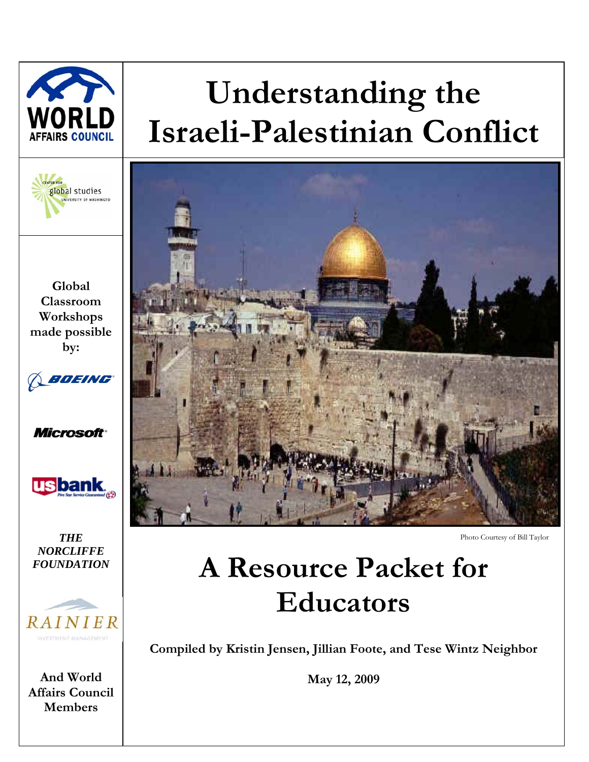# Understanding the Israeli-Palestinian Conflict

WORLD AFFAIRS COUNCIL

Center for global studies University of Washington

Global Classroom Workshops made possible by:

BOEING

Microsoft

usbank Five Star Service Guaranteed

*THE NORCLIFFE FOUNDATION*

RAINIER INVESTMENT MANAGEMENT

And World Affairs Council Members

Photo Courtesy of Bill Taylor

# A Resource Packet for Educators

**Compiled by Kristin Jensen, Jillian Foote, and Tese Wintz Neighbor**

**May 12, 2009**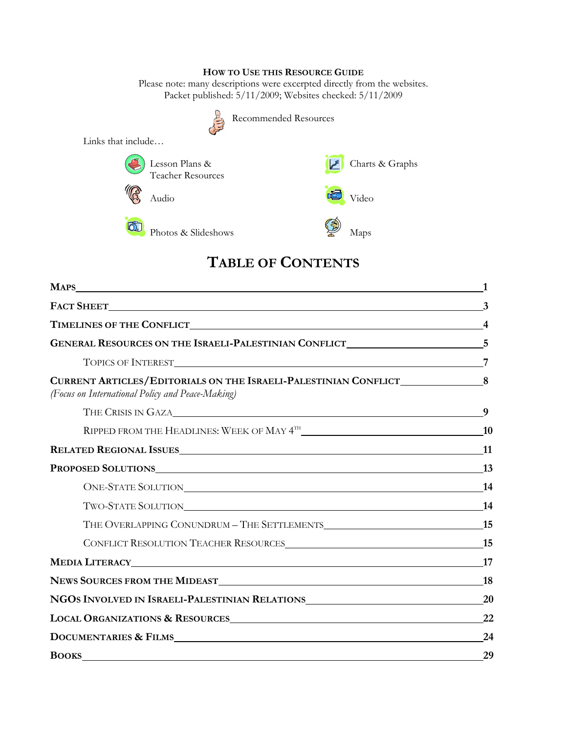**HOW TO USE THIS RESOURCE GUIDE**

Please note: many descriptions were excerpted directly from the websites.
Packet published: 5/11/2009; Websites checked: 5/11/2009

Recommended Resources

Links that include…

- Lesson Plans & Teacher Resources
- Charts & Graphs
- Audio
- Video
- Photos & Slideshows
- Maps

# TABLE OF CONTENTS

| | |
|---|---|
| **MAPS** | **1** |
| **FACT SHEET** | **3** |
| **TIMELINES OF THE CONFLICT** | **4** |
| **GENERAL RESOURCES ON THE ISRAELI-PALESTINIAN CONFLICT** | **5** |
| TOPICS OF INTEREST | **7** |
| **CURRENT ARTICLES/EDITORIALS ON THE ISRAELI-PALESTINIAN CONFLICT** *(Focus on International Policy and Peace-Making)* | **8** |
| THE CRISIS IN GAZA | **9** |
| RIPPED FROM THE HEADLINES: WEEK OF MAY 4TH | **10** |
| **RELATED REGIONAL ISSUES** | **11** |
| **PROPOSED SOLUTIONS** | **13** |
| ONE-STATE SOLUTION | **14** |
| TWO-STATE SOLUTION | **14** |
| THE OVERLAPPING CONUNDRUM – THE SETTLEMENTS | **15** |
| CONFLICT RESOLUTION TEACHER RESOURCES | **15** |
| **MEDIA LITERACY** | **17** |
| **NEWS SOURCES FROM THE MIDEAST** | **18** |
| **NGOS INVOLVED IN ISRAELI-PALESTINIAN RELATIONS** | **20** |
| **LOCAL ORGANIZATIONS & RESOURCES** | **22** |
| **DOCUMENTARIES & FILMS** | **24** |
| **BOOKS** | **29** |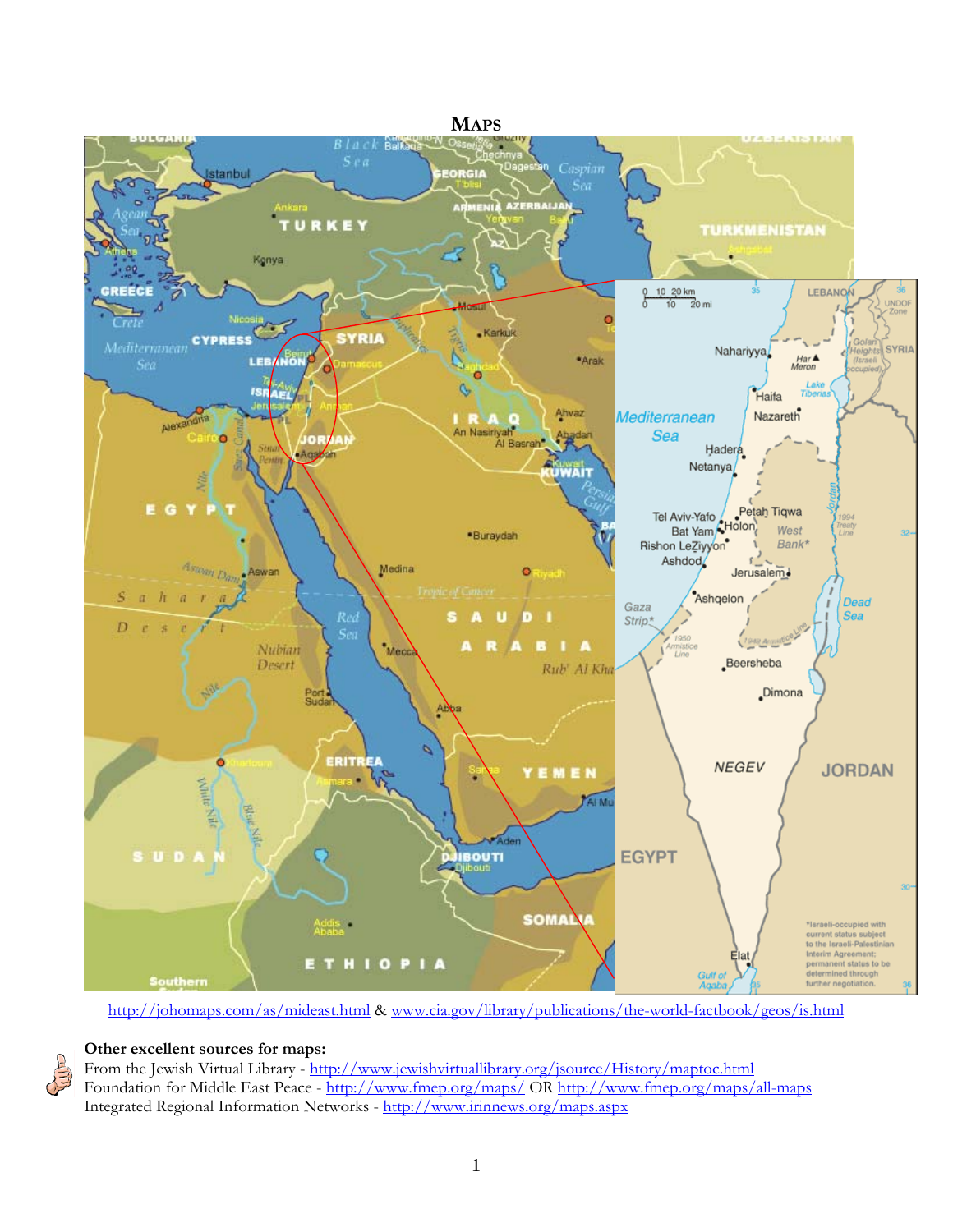# MAPS

http://johomaps.com/as/mideast.html & www.cia.gov/library/publications/the-world-factbook/geos/is.html

**Other excellent sources for maps:**

From the Jewish Virtual Library - http://www.jewishvirtuallibrary.org/jsource/History/maptoc.html

Foundation for Middle East Peace - http://www.fmep.org/maps/ OR http://www.fmep.org/maps/all-maps

Integrated Regional Information Networks - http://www.irinnews.org/maps.aspx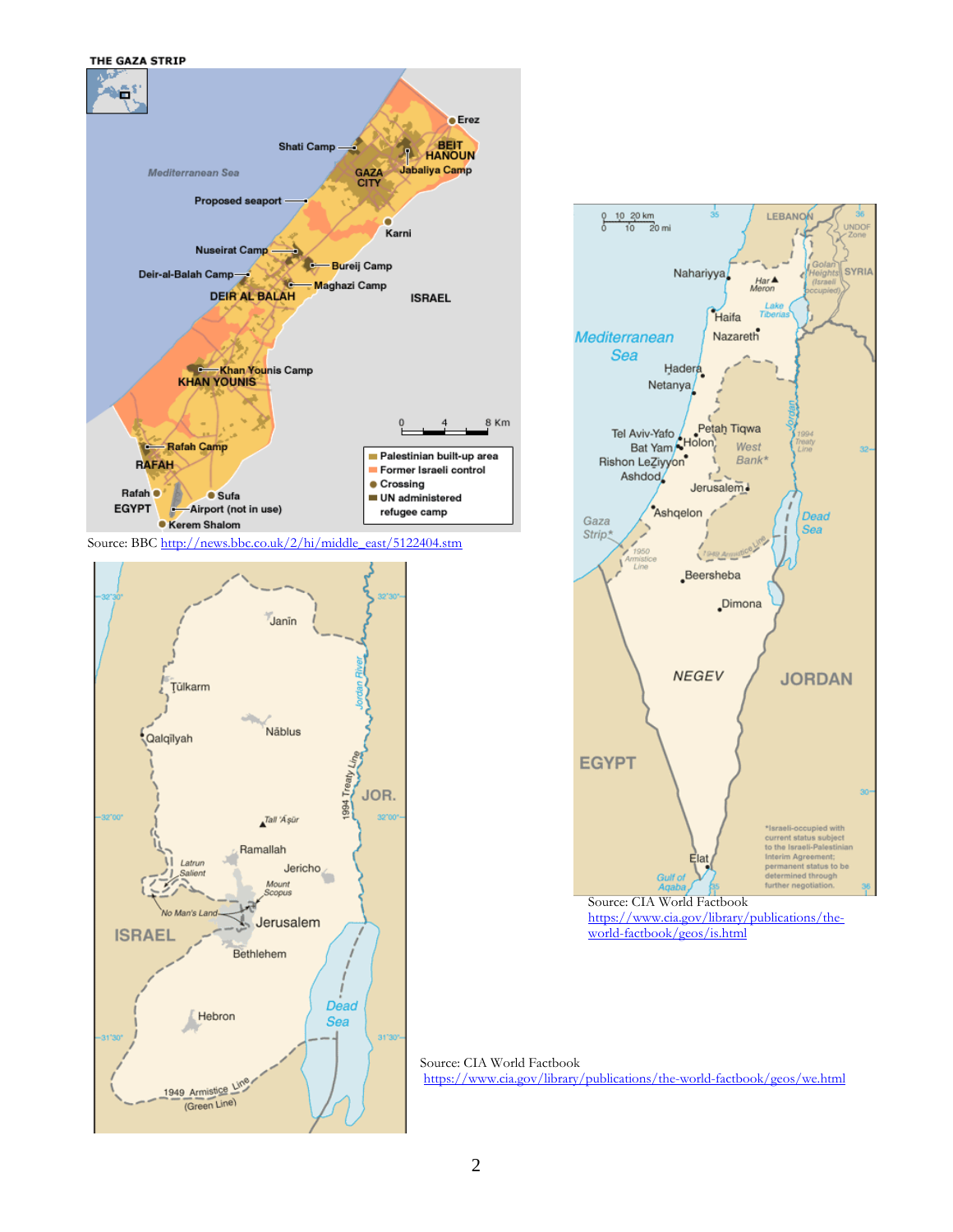THE GAZA STRIP

Mediterranean Sea

Erez

Shati Camp

BEIT HANOUN

GAZA CITY

Jabaliya Camp

Proposed seaport

Karni

Nuseirat Camp

Bureij Camp

Deir-al-Balah Camp

Maghazi Camp

DEIR AL BALAH

ISRAEL

Khan Younis Camp

KHAN YOUNIS

0 4 8 Km

Rafah Camp

RAFAH

Rafah

EGYPT

Sufa

Airport (not in use)

Kerem Shalom

Palestinian built-up area

Former Israeli control

Crossing

UN administered refugee camp

Source: BBC http://news.bbc.co.uk/2/hi/middle_east/5122404.stm

0 10 20 km

0 10 20 mi

LEBANON

UNDOF Zone

Nahariyya

Har Meron

Golan Heights (Israeli occupied)

SYRIA

Lake Tiberias

Haifa

Nazareth

Mediterranean Sea

Hadera

Netanya

Jordan

Tel Aviv-Yafo

Petah Tiqwa

Bat Yam

Holon

West Bank*

1994 Treaty Line

Rishon LeZiyyon

Ashdod

Jerusalem

Ashqelon

Dead Sea

Gaza Strip*

1950 Armistice Line

1949 Armistice Line

Beersheba

Dimona

NEGEV

JORDAN

EGYPT

Elat

Gulf of Aqaba

*Israeli-occupied with current status subject to the Israeli-Palestinian Interim Agreement; permanent status to be determined through further negotiation.

Source: CIA World Factbook
https://www.cia.gov/library/publications/the-world-factbook/geos/is.html

Janīn

Ţūlkarm

Nāblus

Qalqīlyah

Jordan River

1994 Treaty Line

JOR.

Tall 'Āşūr

Ramallah

Latrun Salient

Jericho

Mount Scopus

No Man's Land

ISRAEL

Jerusalem

Bethlehem

Dead Sea

Hebron

1949 Armistice Line (Green Line)

Source: CIA World Factbook
https://www.cia.gov/library/publications/the-world-factbook/geos/we.html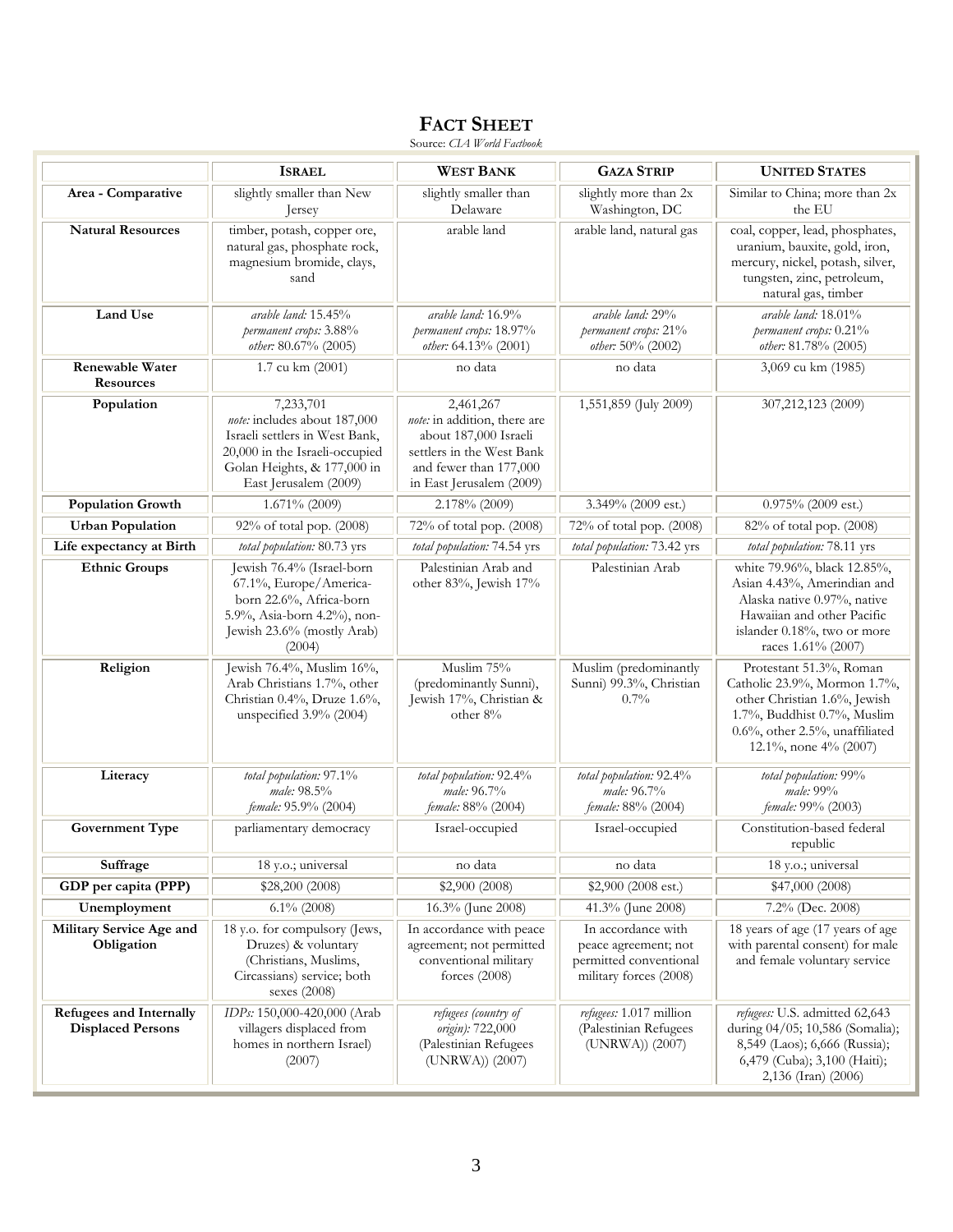# FACT SHEET

Source: *CIA World Factbook*

| | ISRAEL | WEST BANK | GAZA STRIP | UNITED STATES |
|---|---|---|---|---|
| **Area - Comparative** | slightly smaller than New Jersey | slightly smaller than Delaware | slightly more than 2x Washington, DC | Similar to China; more than 2x the EU |
| **Natural Resources** | timber, potash, copper ore, natural gas, phosphate rock, magnesium bromide, clays, sand | arable land | arable land, natural gas | coal, copper, lead, phosphates, uranium, bauxite, gold, iron, mercury, nickel, potash, silver, tungsten, zinc, petroleum, natural gas, timber |
| **Land Use** | *arable land:* 15.45% *permanent crops:* 3.88% *other:* 80.67% (2005) | *arable land:* 16.9% *permanent crops:* 18.97% *other:* 64.13% (2001) | *arable land:* 29% *permanent crops:* 21% *other:* 50% (2002) | *arable land:* 18.01% *permanent crops:* 0.21% *other:* 81.78% (2005) |
| **Renewable Water Resources** | 1.7 cu km (2001) | no data | no data | 3,069 cu km (1985) |
| **Population** | 7,233,701 *note:* includes about 187,000 Israeli settlers in West Bank, 20,000 in the Israeli-occupied Golan Heights, & 177,000 in East Jerusalem (2009) | 2,461,267 *note:* in addition, there are about 187,000 Israeli settlers in the West Bank and fewer than 177,000 in East Jerusalem (2009) | 1,551,859 (July 2009) | 307,212,123 (2009) |
| **Population Growth** | 1.671% (2009) | 2.178% (2009) | 3.349% (2009 est.) | 0.975% (2009 est.) |
| **Urban Population** | 92% of total pop. (2008) | 72% of total pop. (2008) | 72% of total pop. (2008) | 82% of total pop. (2008) |
| **Life expectancy at Birth** | *total population:* 80.73 yrs | *total population:* 74.54 yrs | *total population:* 73.42 yrs | *total population:* 78.11 yrs |
| **Ethnic Groups** | Jewish 76.4% (Israel-born 67.1%, Europe/America-born 22.6%, Africa-born 5.9%, Asia-born 4.2%), non-Jewish 23.6% (mostly Arab) (2004) | Palestinian Arab and other 83%, Jewish 17% | Palestinian Arab | white 79.96%, black 12.85%, Asian 4.43%, Amerindian and Alaska native 0.97%, native Hawaiian and other Pacific islander 0.18%, two or more races 1.61% (2007) |
| **Religion** | Jewish 76.4%, Muslim 16%, Arab Christians 1.7%, other Christian 0.4%, Druze 1.6%, unspecified 3.9% (2004) | Muslim 75% (predominantly Sunni), Jewish 17%, Christian & other 8% | Muslim (predominantly Sunni) 99.3%, Christian 0.7% | Protestant 51.3%, Roman Catholic 23.9%, Mormon 1.7%, other Christian 1.6%, Jewish 1.7%, Buddhist 0.7%, Muslim 0.6%, other 2.5%, unaffiliated 12.1%, none 4% (2007) |
| **Literacy** | *total population:* 97.1% *male:* 98.5% *female:* 95.9% (2004) | *total population:* 92.4% *male:* 96.7% *female:* 88% (2004) | *total population:* 92.4% *male:* 96.7% *female:* 88% (2004) | *total population:* 99% *male:* 99% *female:* 99% (2003) |
| **Government Type** | parliamentary democracy | Israel-occupied | Israel-occupied | Constitution-based federal republic |
| **Suffrage** | 18 y.o.; universal | no data | no data | 18 y.o.; universal |
| **GDP per capita (PPP)** | $28,200 (2008) | $2,900 (2008) | $2,900 (2008 est.) | $47,000 (2008) |
| **Unemployment** | 6.1% (2008) | 16.3% (June 2008) | 41.3% (June 2008) | 7.2% (Dec. 2008) |
| **Military Service Age and Obligation** | 18 y.o. for compulsory (Jews, Druzes) & voluntary (Christians, Muslims, Circassians) service; both sexes (2008) | In accordance with peace agreement; not permitted conventional military forces (2008) | In accordance with peace agreement; not permitted conventional military forces (2008) | 18 years of age (17 years of age with parental consent) for male and female voluntary service |
| **Refugees and Internally Displaced Persons** | *IDPs:* 150,000-420,000 (Arab villagers displaced from homes in northern Israel) (2007) | *refugees (country of origin):* 722,000 (Palestinian Refugees (UNRWA)) (2007) | *refugees:* 1.017 million (Palestinian Refugees (UNRWA)) (2007) | *refugees:* U.S. admitted 62,643 during 04/05; 10,586 (Somalia); 8,549 (Laos); 6,666 (Russia); 6,479 (Cuba); 3,100 (Haiti); 2,136 (Iran) (2006) |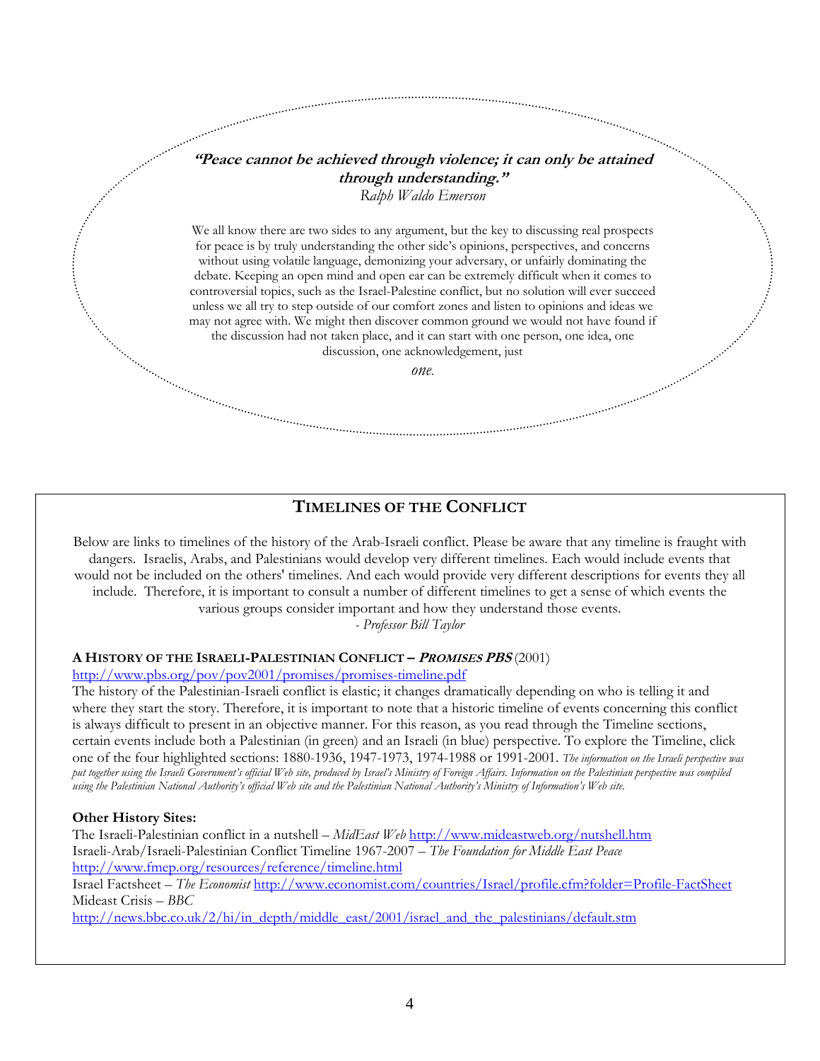***"Peace cannot be achieved through violence; it can only be attained through understanding."***
*Ralph Waldo Emerson*

We all know there are two sides to any argument, but the key to discussing real prospects for peace is by truly understanding the other side's opinions, perspectives, and concerns without using volatile language, demonizing your adversary, or unfairly dominating the debate. Keeping an open mind and open ear can be extremely difficult when it comes to controversial topics, such as the Israel-Palestine conflict, but no solution will ever succeed unless we all try to step outside of our comfort zones and listen to opinions and ideas we may not agree with. We might then discover common ground we would not have found if the discussion had not taken place, and it can start with one person, one idea, one discussion, one acknowledgement, just

*one.*

## TIMELINES OF THE CONFLICT

Below are links to timelines of the history of the Arab-Israeli conflict. Please be aware that any timeline is fraught with dangers. Israelis, Arabs, and Palestinians would develop very different timelines. Each would include events that would not be included on the others' timelines. And each would provide very different descriptions for events they all include. Therefore, it is important to consult a number of different timelines to get a sense of which events the various groups consider important and how they understand those events.
*- Professor Bill Taylor*

**A HISTORY OF THE ISRAELI-PALESTINIAN CONFLICT – *PROMISES PBS*** (2001)
http://www.pbs.org/pov/pov2001/promises/promises-timeline.pdf
The history of the Palestinian-Israeli conflict is elastic; it changes dramatically depending on who is telling it and where they start the story. Therefore, it is important to note that a historic timeline of events concerning this conflict is always difficult to present in an objective manner. For this reason, as you read through the Timeline sections, certain events include both a Palestinian (in green) and an Israeli (in blue) perspective. To explore the Timeline, click one of the four highlighted sections: 1880-1936, 1947-1973, 1974-1988 or 1991-2001. *The information on the Israeli perspective was put together using the Israeli Government's official Web site, produced by Israel's Ministry of Foreign Affairs. Information on the Palestinian perspective was compiled using the Palestinian National Authority's official Web site and the Palestinian National Authority's Ministry of Information's Web site.*

**Other History Sites:**
The Israeli-Palestinian conflict in a nutshell – *MidEast Web* http://www.mideastweb.org/nutshell.htm
Israeli-Arab/Israeli-Palestinian Conflict Timeline 1967-2007 – *The Foundation for Middle East Peace* http://www.fmep.org/resources/reference/timeline.html
Israel Factsheet – *The Economist* http://www.economist.com/countries/Israel/profile.cfm?folder=Profile-FactSheet
Mideast Crisis – *BBC*
http://news.bbc.co.uk/2/hi/in_depth/middle_east/2001/israel_and_the_palestinians/default.stm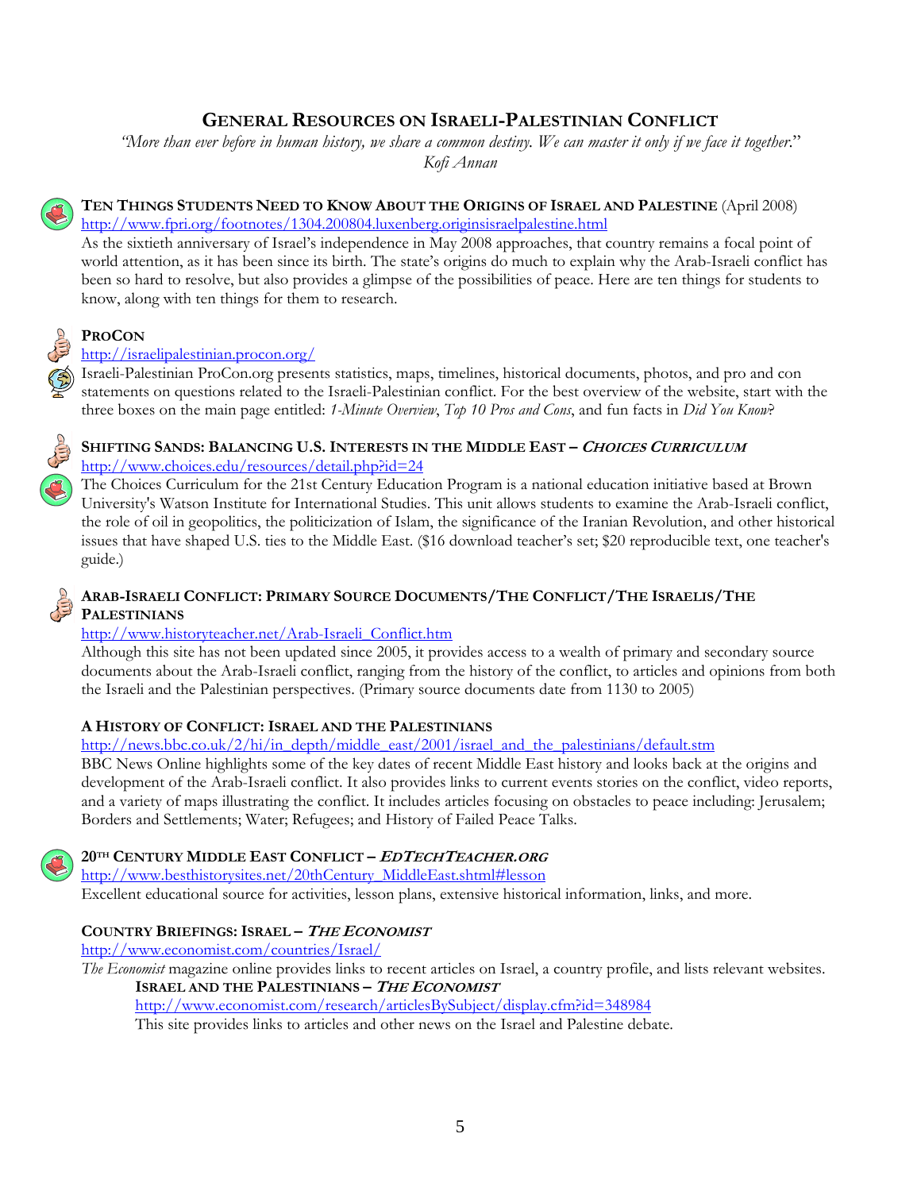## General Resources on Israeli-Palestinian Conflict

*"More than ever before in human history, we share a common destiny. We can master it only if we face it together."*
*Kofi Annan*

**Ten Things Students Need to Know About the Origins of Israel and Palestine** (April 2008)
http://www.fpri.org/footnotes/1304.200804.luxenberg.originsisraelpalestine.html
As the sixtieth anniversary of Israel's independence in May 2008 approaches, that country remains a focal point of world attention, as it has been since its birth. The state's origins do much to explain why the Arab-Israeli conflict has been so hard to resolve, but also provides a glimpse of the possibilities of peace. Here are ten things for students to know, along with ten things for them to research.

**ProCon**
http://israelipalestinian.procon.org/
Israeli-Palestinian ProCon.org presents statistics, maps, timelines, historical documents, photos, and pro and con statements on questions related to the Israeli-Palestinian conflict. For the best overview of the website, start with the three boxes on the main page entitled: *1-Minute Overview*, *Top 10 Pros and Cons*, and fun facts in *Did You Know*?

**Shifting Sands: Balancing U.S. Interests in the Middle East – *Choices Curriculum***
http://www.choices.edu/resources/detail.php?id=24
The Choices Curriculum for the 21st Century Education Program is a national education initiative based at Brown University's Watson Institute for International Studies. This unit allows students to examine the Arab-Israeli conflict, the role of oil in geopolitics, the politicization of Islam, the significance of the Iranian Revolution, and other historical issues that have shaped U.S. ties to the Middle East. ($16 download teacher's set; $20 reproducible text, one teacher's guide.)

**Arab-Israeli Conflict: Primary Source Documents/The Conflict/The Israelis/The Palestinians**
http://www.historyteacher.net/Arab-Israeli_Conflict.htm
Although this site has not been updated since 2005, it provides access to a wealth of primary and secondary source documents about the Arab-Israeli conflict, ranging from the history of the conflict, to articles and opinions from both the Israeli and the Palestinian perspectives. (Primary source documents date from 1130 to 2005)

**A History of Conflict: Israel and the Palestinians**
http://news.bbc.co.uk/2/hi/in_depth/middle_east/2001/israel_and_the_palestinians/default.stm
BBC News Online highlights some of the key dates of recent Middle East history and looks back at the origins and development of the Arab-Israeli conflict. It also provides links to current events stories on the conflict, video reports, and a variety of maps illustrating the conflict. It includes articles focusing on obstacles to peace including: Jerusalem; Borders and Settlements; Water; Refugees; and History of Failed Peace Talks.

**20th Century Middle East Conflict – *EdTechTeacher.org***
http://www.besthistorysites.net/20thCentury_MiddleEast.shtml#lesson
Excellent educational source for activities, lesson plans, extensive historical information, links, and more.

**Country Briefings: Israel – *The Economist***
http://www.economist.com/countries/Israel/
*The Economist* magazine online provides links to recent articles on Israel, a country profile, and lists relevant websites.

**Israel and the Palestinians – *The Economist***
http://www.economist.com/research/articlesBySubject/display.cfm?id=348984
This site provides links to articles and other news on the Israel and Palestine debate.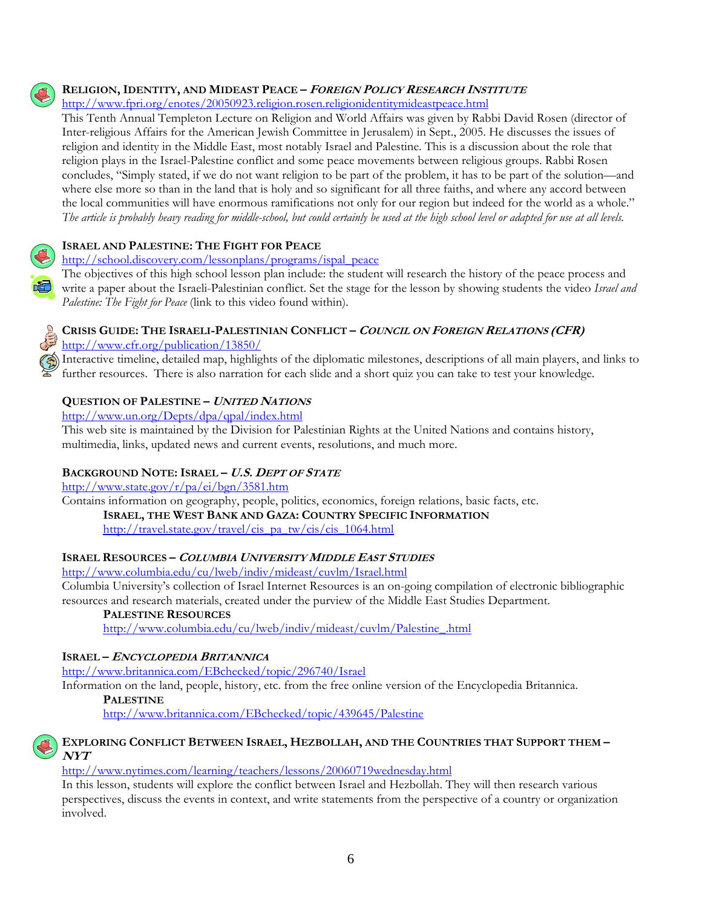**RELIGION, IDENTITY, AND MIDEAST PEACE – *FOREIGN POLICY RESEARCH INSTITUTE***
http://www.fpri.org/enotes/20050923.religion.rosen.religionidentitymideastpeace.html
This Tenth Annual Templeton Lecture on Religion and World Affairs was given by Rabbi David Rosen (director of Inter-religious Affairs for the American Jewish Committee in Jerusalem) in Sept., 2005. He discusses the issues of religion and identity in the Middle East, most notably Israel and Palestine. This is a discussion about the role that religion plays in the Israel-Palestine conflict and some peace movements between religious groups. Rabbi Rosen concludes, "Simply stated, if we do not want religion to be part of the problem, it has to be part of the solution—and where else more so than in the land that is holy and so significant for all three faiths, and where any accord between the local communities will have enormous ramifications not only for our region but indeed for the world as a whole."
*The article is probably heavy reading for middle-school, but could certainly be used at the high school level or adapted for use at all levels.*

**ISRAEL AND PALESTINE: THE FIGHT FOR PEACE**
http://school.discovery.com/lessonplans/programs/ispal_peace
The objectives of this high school lesson plan include: the student will research the history of the peace process and write a paper about the Israeli-Palestinian conflict. Set the stage for the lesson by showing students the video *Israel and Palestine: The Fight for Peace* (link to this video found within).

**CRISIS GUIDE: THE ISRAELI-PALESTINIAN CONFLICT – *COUNCIL ON FOREIGN RELATIONS (CFR)***
http://www.cfr.org/publication/13850/
Interactive timeline, detailed map, highlights of the diplomatic milestones, descriptions of all main players, and links to further resources. There is also narration for each slide and a short quiz you can take to test your knowledge.

**QUESTION OF PALESTINE – *UNITED NATIONS***
http://www.un.org/Depts/dpa/qpal/index.html
This web site is maintained by the Division for Palestinian Rights at the United Nations and contains history, multimedia, links, updated news and current events, resolutions, and much more.

**BACKGROUND NOTE: ISRAEL – *U.S. DEPT OF STATE***
http://www.state.gov/r/pa/ei/bgn/3581.htm
Contains information on geography, people, politics, economics, foreign relations, basic facts, etc.

**ISRAEL, THE WEST BANK AND GAZA: COUNTRY SPECIFIC INFORMATION**
http://travel.state.gov/travel/cis_pa_tw/cis/cis_1064.html

**ISRAEL RESOURCES – *COLUMBIA UNIVERSITY MIDDLE EAST STUDIES***
http://www.columbia.edu/cu/lweb/indiv/mideast/cuvlm/Israel.html
Columbia University's collection of Israel Internet Resources is an on-going compilation of electronic bibliographic resources and research materials, created under the purview of the Middle East Studies Department.

**PALESTINE RESOURCES**
http://www.columbia.edu/cu/lweb/indiv/mideast/cuvlm/Palestine_.html

**ISRAEL – *ENCYCLOPEDIA BRITANNICA***
http://www.britannica.com/EBchecked/topic/296740/Israel
Information on the land, people, history, etc. from the free online version of the Encyclopedia Britannica.

**PALESTINE**
http://www.britannica.com/EBchecked/topic/439645/Palestine

**EXPLORING CONFLICT BETWEEN ISRAEL, HEZBOLLAH, AND THE COUNTRIES THAT SUPPORT THEM – *NYT***
http://www.nytimes.com/learning/teachers/lessons/20060719wednesday.html
In this lesson, students will explore the conflict between Israel and Hezbollah. They will then research various perspectives, discuss the events in context, and write statements from the perspective of a country or organization involved.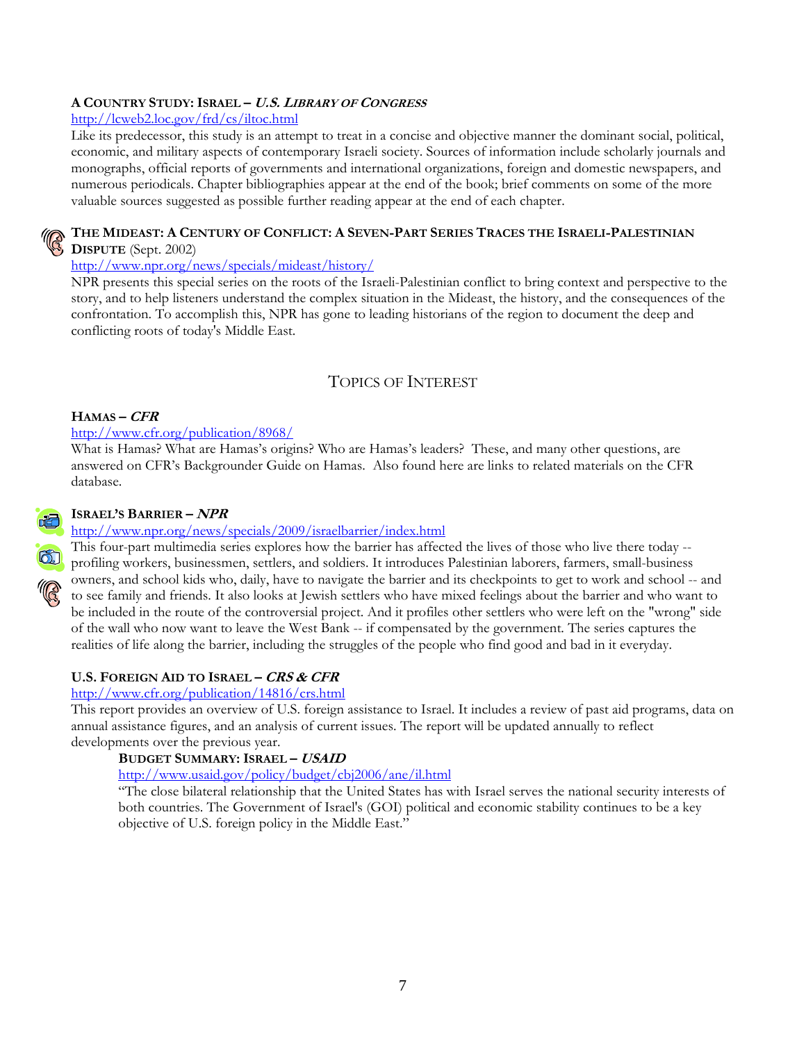**A Country Study: Israel – *U.S. Library of Congress***

http://lcweb2.loc.gov/frd/cs/iltoc.html

Like its predecessor, this study is an attempt to treat in a concise and objective manner the dominant social, political, economic, and military aspects of contemporary Israeli society. Sources of information include scholarly journals and monographs, official reports of governments and international organizations, foreign and domestic newspapers, and numerous periodicals. Chapter bibliographies appear at the end of the book; brief comments on some of the more valuable sources suggested as possible further reading appear at the end of each chapter.

**The Mideast: A Century of Conflict: A Seven-Part Series Traces the Israeli-Palestinian Dispute** (Sept. 2002)

http://www.npr.org/news/specials/mideast/history/

NPR presents this special series on the roots of the Israeli-Palestinian conflict to bring context and perspective to the story, and to help listeners understand the complex situation in the Mideast, the history, and the consequences of the confrontation. To accomplish this, NPR has gone to leading historians of the region to document the deep and conflicting roots of today's Middle East.

## Topics of Interest

**Hamas – *CFR***

http://www.cfr.org/publication/8968/

What is Hamas? What are Hamas's origins? Who are Hamas's leaders? These, and many other questions, are answered on CFR's Backgrounder Guide on Hamas. Also found here are links to related materials on the CFR database.

**Israel's Barrier – *NPR***

http://www.npr.org/news/specials/2009/israelbarrier/index.html

This four-part multimedia series explores how the barrier has affected the lives of those who live there today -- profiling workers, businessmen, settlers, and soldiers. It introduces Palestinian laborers, farmers, small-business owners, and school kids who, daily, have to navigate the barrier and its checkpoints to get to work and school -- and to see family and friends. It also looks at Jewish settlers who have mixed feelings about the barrier and who want to be included in the route of the controversial project. And it profiles other settlers who were left on the "wrong" side of the wall who now want to leave the West Bank -- if compensated by the government. The series captures the realities of life along the barrier, including the struggles of the people who find good and bad in it everyday.

**U.S. Foreign Aid to Israel – *CRS & CFR***

http://www.cfr.org/publication/14816/crs.html

This report provides an overview of U.S. foreign assistance to Israel. It includes a review of past aid programs, data on annual assistance figures, and an analysis of current issues. The report will be updated annually to reflect developments over the previous year.

**Budget Summary: Israel – *USAID***

http://www.usaid.gov/policy/budget/cbj2006/ane/il.html

"The close bilateral relationship that the United States has with Israel serves the national security interests of both countries. The Government of Israel's (GOI) political and economic stability continues to be a key objective of U.S. foreign policy in the Middle East."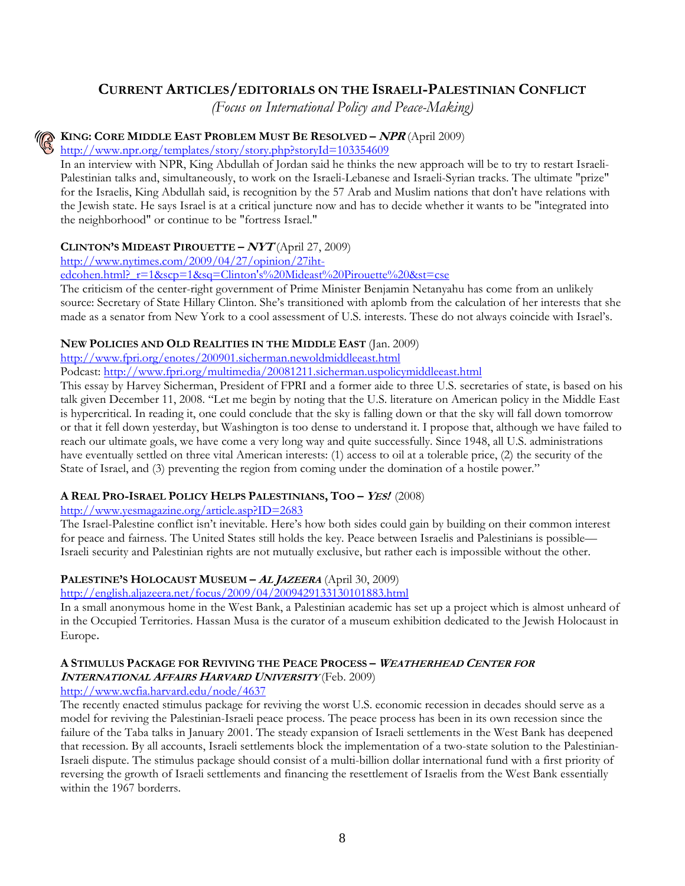## CURRENT ARTICLES/EDITORIALS ON THE ISRAELI-PALESTINIAN CONFLICT

*(Focus on International Policy and Peace-Making)*

**KING: CORE MIDDLE EAST PROBLEM MUST BE RESOLVED – *NPR*** (April 2009)
http://www.npr.org/templates/story/story.php?storyId=103354609
In an interview with NPR, King Abdullah of Jordan said he thinks the new approach will be to try to restart Israeli-Palestinian talks and, simultaneously, to work on the Israeli-Lebanese and Israeli-Syrian tracks. The ultimate "prize" for the Israelis, King Abdullah said, is recognition by the 57 Arab and Muslim nations that don't have relations with the Jewish state. He says Israel is at a critical juncture now and has to decide whether it wants to be "integrated into the neighborhood" or continue to be "fortress Israel."

**CLINTON'S MIDEAST PIROUETTE – *NYT*** (April 27, 2009)
http://www.nytimes.com/2009/04/27/opinion/27iht-edcohen.html?_r=1&scp=1&sq=Clinton's%20Mideast%20Pirouette%20&st=cse
The criticism of the center-right government of Prime Minister Benjamin Netanyahu has come from an unlikely source: Secretary of State Hillary Clinton. She's transitioned with aplomb from the calculation of her interests that she made as a senator from New York to a cool assessment of U.S. interests. These do not always coincide with Israel's.

**NEW POLICIES AND OLD REALITIES IN THE MIDDLE EAST** (Jan. 2009)
http://www.fpri.org/enotes/200901.sicherman.newoldmiddleeast.html
Podcast: http://www.fpri.org/multimedia/20081211.sicherman.uspolicymiddleeast.html
This essay by Harvey Sicherman, President of FPRI and a former aide to three U.S. secretaries of state, is based on his talk given December 11, 2008. "Let me begin by noting that the U.S. literature on American policy in the Middle East is hypercritical. In reading it, one could conclude that the sky is falling down or that the sky will fall down tomorrow or that it fell down yesterday, but Washington is too dense to understand it. I propose that, although we have failed to reach our ultimate goals, we have come a very long way and quite successfully. Since 1948, all U.S. administrations have eventually settled on three vital American interests: (1) access to oil at a tolerable price, (2) the security of the State of Israel, and (3) preventing the region from coming under the domination of a hostile power."

**A REAL PRO-ISRAEL POLICY HELPS PALESTINIANS, TOO – *YES!*** (2008)
http://www.yesmagazine.org/article.asp?ID=2683
The Israel-Palestine conflict isn't inevitable. Here's how both sides could gain by building on their common interest for peace and fairness. The United States still holds the key. Peace between Israelis and Palestinians is possible—Israeli security and Palestinian rights are not mutually exclusive, but rather each is impossible without the other.

**PALESTINE'S HOLOCAUST MUSEUM – *AL JAZEERA*** (April 30, 2009)
http://english.aljazeera.net/focus/2009/04/2009429133130101883.html
In a small anonymous home in the West Bank, a Palestinian academic has set up a project which is almost unheard of in the Occupied Territories. Hassan Musa is the curator of a museum exhibition dedicated to the Jewish Holocaust in Europe.

**A STIMULUS PACKAGE FOR REVIVING THE PEACE PROCESS – *WEATHERHEAD CENTER FOR INTERNATIONAL AFFAIRS HARVARD UNIVERSITY*** (Feb. 2009)
http://www.wcfia.harvard.edu/node/4637
The recently enacted stimulus package for reviving the worst U.S. economic recession in decades should serve as a model for reviving the Palestinian-Israeli peace process. The peace process has been in its own recession since the failure of the Taba talks in January 2001. The steady expansion of Israeli settlements in the West Bank has deepened that recession. By all accounts, Israeli settlements block the implementation of a two-state solution to the Palestinian-Israeli dispute. The stimulus package should consist of a multi-billion dollar international fund with a first priority of reversing the growth of Israeli settlements and financing the resettlement of Israelis from the West Bank essentially within the 1967 borderrs.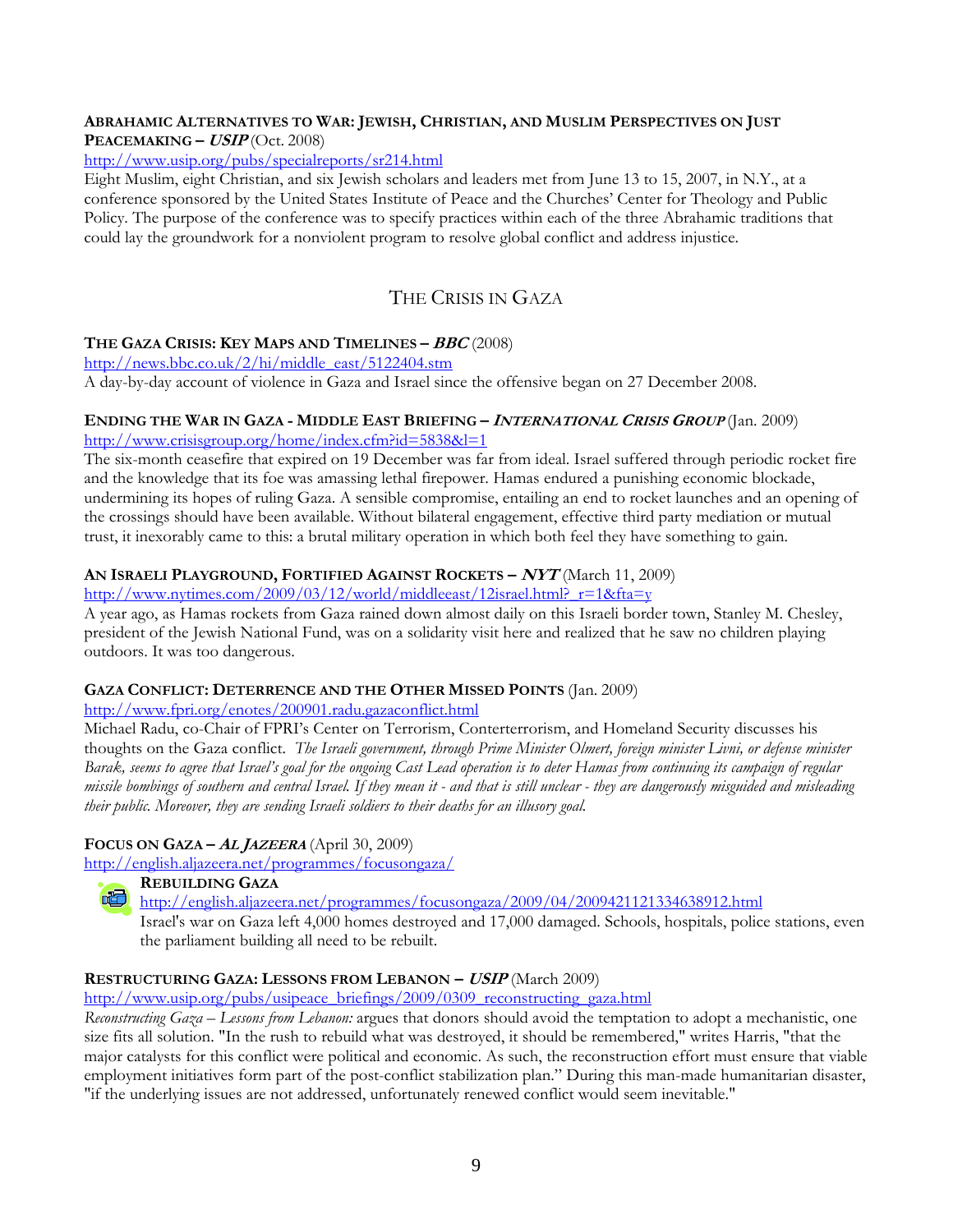**ABRAHAMIC ALTERNATIVES TO WAR: JEWISH, CHRISTIAN, AND MUSLIM PERSPECTIVES ON JUST PEACEMAKING – *USIP*** (Oct. 2008)
http://www.usip.org/pubs/specialreports/sr214.html
Eight Muslim, eight Christian, and six Jewish scholars and leaders met from June 13 to 15, 2007, in N.Y., at a conference sponsored by the United States Institute of Peace and the Churches' Center for Theology and Public Policy. The purpose of the conference was to specify practices within each of the three Abrahamic traditions that could lay the groundwork for a nonviolent program to resolve global conflict and address injustice.

## THE CRISIS IN GAZA

**THE GAZA CRISIS: KEY MAPS AND TIMELINES – *BBC*** (2008)
http://news.bbc.co.uk/2/hi/middle_east/5122404.stm
A day-by-day account of violence in Gaza and Israel since the offensive began on 27 December 2008.

**ENDING THE WAR IN GAZA - MIDDLE EAST BRIEFING – *INTERNATIONAL CRISIS GROUP*** (Jan. 2009)
http://www.crisisgroup.org/home/index.cfm?id=5838&l=1
The six-month ceasefire that expired on 19 December was far from ideal. Israel suffered through periodic rocket fire and the knowledge that its foe was amassing lethal firepower. Hamas endured a punishing economic blockade, undermining its hopes of ruling Gaza. A sensible compromise, entailing an end to rocket launches and an opening of the crossings should have been available. Without bilateral engagement, effective third party mediation or mutual trust, it inexorably came to this: a brutal military operation in which both feel they have something to gain.

**AN ISRAELI PLAYGROUND, FORTIFIED AGAINST ROCKETS – *NYT*** (March 11, 2009)
http://www.nytimes.com/2009/03/12/world/middleeast/12israel.html?_r=1&fta=y
A year ago, as Hamas rockets from Gaza rained down almost daily on this Israeli border town, Stanley M. Chesley, president of the Jewish National Fund, was on a solidarity visit here and realized that he saw no children playing outdoors. It was too dangerous.

**GAZA CONFLICT: DETERRENCE AND THE OTHER MISSED POINTS** (Jan. 2009)
http://www.fpri.org/enotes/200901.radu.gazaconflict.html
Michael Radu, co-Chair of FPRI's Center on Terrorism, Conterterrorism, and Homeland Security discusses his thoughts on the Gaza conflict. *The Israeli government, through Prime Minister Olmert, foreign minister Livni, or defense minister Barak, seems to agree that Israel's goal for the ongoing Cast Lead operation is to deter Hamas from continuing its campaign of regular missile bombings of southern and central Israel. If they mean it - and that is still unclear - they are dangerously misguided and misleading their public. Moreover, they are sending Israeli soldiers to their deaths for an illusory goal.*

**FOCUS ON GAZA – *AL JAZEERA*** (April 30, 2009)
http://english.aljazeera.net/programmes/focusongaza/

**REBUILDING GAZA**
http://english.aljazeera.net/programmes/focusongaza/2009/04/2009421121334638912.html
Israel's war on Gaza left 4,000 homes destroyed and 17,000 damaged. Schools, hospitals, police stations, even the parliament building all need to be rebuilt.

**RESTRUCTURING GAZA: LESSONS FROM LEBANON – *USIP*** (March 2009)
http://www.usip.org/pubs/usipeace_briefings/2009/0309_reconstructing_gaza.html
*Reconstructing Gaza – Lessons from Lebanon:* argues that donors should avoid the temptation to adopt a mechanistic, one size fits all solution. "In the rush to rebuild what was destroyed, it should be remembered," writes Harris, "that the major catalysts for this conflict were political and economic. As such, the reconstruction effort must ensure that viable employment initiatives form part of the post-conflict stabilization plan." During this man-made humanitarian disaster, "if the underlying issues are not addressed, unfortunately renewed conflict would seem inevitable."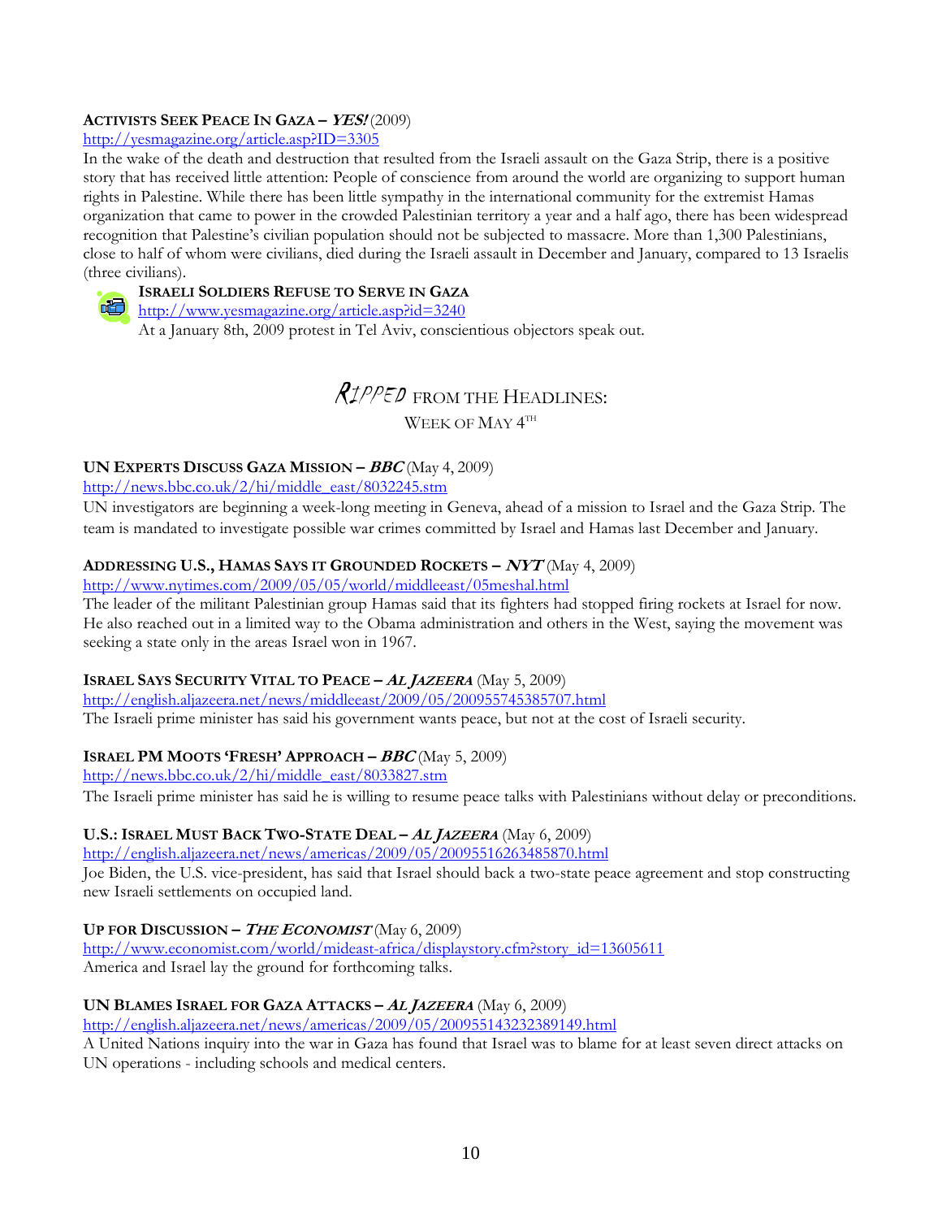**ACTIVISTS SEEK PEACE IN GAZA – *YES!*** (2009)
http://yesmagazine.org/article.asp?ID=3305
In the wake of the death and destruction that resulted from the Israeli assault on the Gaza Strip, there is a positive story that has received little attention: People of conscience from around the world are organizing to support human rights in Palestine. While there has been little sympathy in the international community for the extremist Hamas organization that came to power in the crowded Palestinian territory a year and a half ago, there has been widespread recognition that Palestine's civilian population should not be subjected to massacre. More than 1,300 Palestinians, close to half of whom were civilians, died during the Israeli assault in December and January, compared to 13 Israelis (three civilians).

**ISRAELI SOLDIERS REFUSE TO SERVE IN GAZA**
http://www.yesmagazine.org/article.asp?id=3240
At a January 8th, 2009 protest in Tel Aviv, conscientious objectors speak out.

## RIPPED FROM THE HEADLINES:
### WEEK OF MAY 4TH

**UN EXPERTS DISCUSS GAZA MISSION – *BBC*** (May 4, 2009)
http://news.bbc.co.uk/2/hi/middle_east/8032245.stm
UN investigators are beginning a week-long meeting in Geneva, ahead of a mission to Israel and the Gaza Strip. The team is mandated to investigate possible war crimes committed by Israel and Hamas last December and January.

**ADDRESSING U.S., HAMAS SAYS IT GROUNDED ROCKETS – *NYT*** (May 4, 2009)
http://www.nytimes.com/2009/05/05/world/middleeast/05meshal.html
The leader of the militant Palestinian group Hamas said that its fighters had stopped firing rockets at Israel for now. He also reached out in a limited way to the Obama administration and others in the West, saying the movement was seeking a state only in the areas Israel won in 1967.

**ISRAEL SAYS SECURITY VITAL TO PEACE – *AL JAZEERA*** (May 5, 2009)
http://english.aljazeera.net/news/middleeast/2009/05/200955745385707.html
The Israeli prime minister has said his government wants peace, but not at the cost of Israeli security.

**ISRAEL PM MOOTS 'FRESH' APPROACH – *BBC*** (May 5, 2009)
http://news.bbc.co.uk/2/hi/middle_east/8033827.stm
The Israeli prime minister has said he is willing to resume peace talks with Palestinians without delay or preconditions.

**U.S.: ISRAEL MUST BACK TWO-STATE DEAL – *AL JAZEERA*** (May 6, 2009)
http://english.aljazeera.net/news/americas/2009/05/20095516263485870.html
Joe Biden, the U.S. vice-president, has said that Israel should back a two-state peace agreement and stop constructing new Israeli settlements on occupied land.

**UP FOR DISCUSSION – *THE ECONOMIST*** (May 6, 2009)
http://www.economist.com/world/mideast-africa/displaystory.cfm?story_id=13605611
America and Israel lay the ground for forthcoming talks.

**UN BLAMES ISRAEL FOR GAZA ATTACKS – *AL JAZEERA*** (May 6, 2009)
http://english.aljazeera.net/news/americas/2009/05/200955143232389149.html
A United Nations inquiry into the war in Gaza has found that Israel was to blame for at least seven direct attacks on UN operations - including schools and medical centers.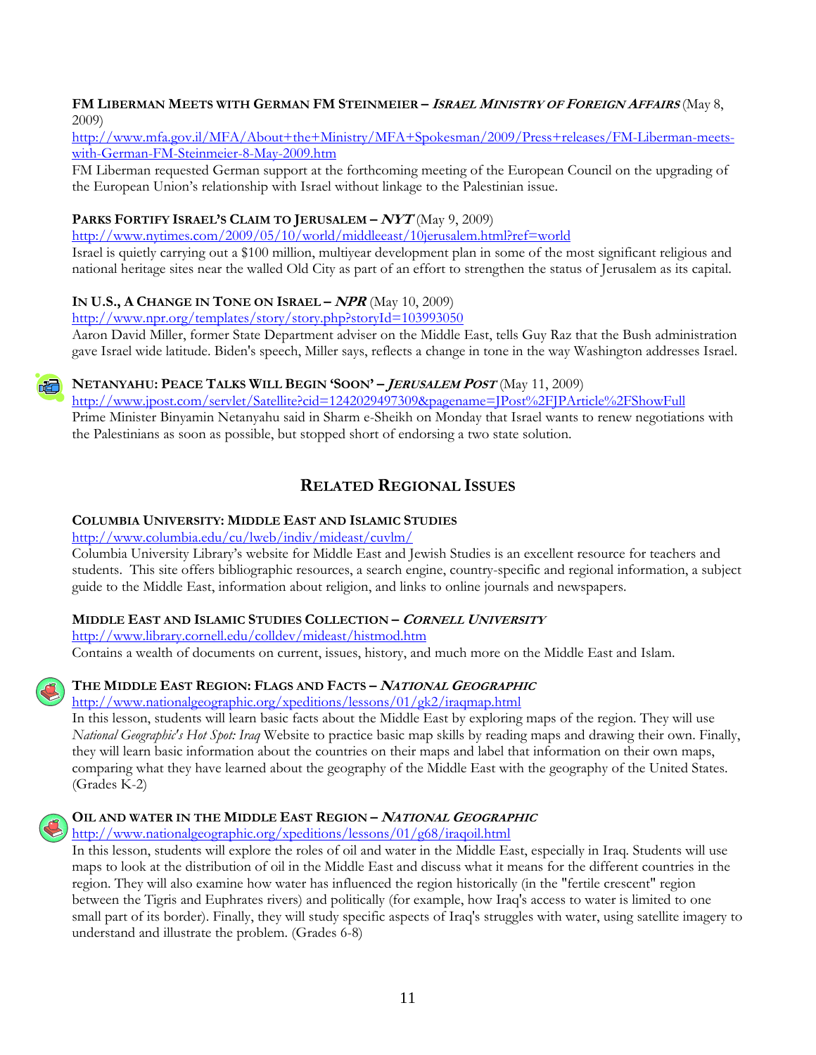**FM LIBERMAN MEETS WITH GERMAN FM STEINMEIER – *ISRAEL MINISTRY OF FOREIGN AFFAIRS*** (May 8, 2009)
http://www.mfa.gov.il/MFA/About+the+Ministry/MFA+Spokesman/2009/Press+releases/FM-Liberman-meets-with-German-FM-Steinmeier-8-May-2009.htm
FM Liberman requested German support at the forthcoming meeting of the European Council on the upgrading of the European Union's relationship with Israel without linkage to the Palestinian issue.

**PARKS FORTIFY ISRAEL'S CLAIM TO JERUSALEM – *NYT*** (May 9, 2009)
http://www.nytimes.com/2009/05/10/world/middleeast/10jerusalem.html?ref=world
Israel is quietly carrying out a $100 million, multiyear development plan in some of the most significant religious and national heritage sites near the walled Old City as part of an effort to strengthen the status of Jerusalem as its capital.

**IN U.S., A CHANGE IN TONE ON ISRAEL – *NPR*** (May 10, 2009)
http://www.npr.org/templates/story/story.php?storyId=103993050
Aaron David Miller, former State Department adviser on the Middle East, tells Guy Raz that the Bush administration gave Israel wide latitude. Biden's speech, Miller says, reflects a change in tone in the way Washington addresses Israel.

**NETANYAHU: PEACE TALKS WILL BEGIN 'SOON' – *JERUSALEM POST*** (May 11, 2009)
http://www.jpost.com/servlet/Satellite?cid=1242029497309&pagename=JPost%2FJPArticle%2FShowFull
Prime Minister Binyamin Netanyahu said in Sharm e-Sheikh on Monday that Israel wants to renew negotiations with the Palestinians as soon as possible, but stopped short of endorsing a two state solution.

## RELATED REGIONAL ISSUES

**COLUMBIA UNIVERSITY: MIDDLE EAST AND ISLAMIC STUDIES**
http://www.columbia.edu/cu/lweb/indiv/mideast/cuvlm/
Columbia University Library's website for Middle East and Jewish Studies is an excellent resource for teachers and students. This site offers bibliographic resources, a search engine, country-specific and regional information, a subject guide to the Middle East, information about religion, and links to online journals and newspapers.

**MIDDLE EAST AND ISLAMIC STUDIES COLLECTION – *CORNELL UNIVERSITY***
http://www.library.cornell.edu/colldev/mideast/histmod.htm
Contains a wealth of documents on current, issues, history, and much more on the Middle East and Islam.

**THE MIDDLE EAST REGION: FLAGS AND FACTS – *NATIONAL GEOGRAPHIC***
http://www.nationalgeographic.org/xpeditions/lessons/01/gk2/iraqmap.html
In this lesson, students will learn basic facts about the Middle East by exploring maps of the region. They will use *National Geographic's Hot Spot: Iraq* Website to practice basic map skills by reading maps and drawing their own. Finally, they will learn basic information about the countries on their maps and label that information on their own maps, comparing what they have learned about the geography of the Middle East with the geography of the United States. (Grades K-2)

**OIL AND WATER IN THE MIDDLE EAST REGION – *NATIONAL GEOGRAPHIC***
http://www.nationalgeographic.org/xpeditions/lessons/01/g68/iraqoil.html
In this lesson, students will explore the roles of oil and water in the Middle East, especially in Iraq. Students will use maps to look at the distribution of oil in the Middle East and discuss what it means for the different countries in the region. They will also examine how water has influenced the region historically (in the "fertile crescent" region between the Tigris and Euphrates rivers) and politically (for example, how Iraq's access to water is limited to one small part of its border). Finally, they will study specific aspects of Iraq's struggles with water, using satellite imagery to understand and illustrate the problem. (Grades 6-8)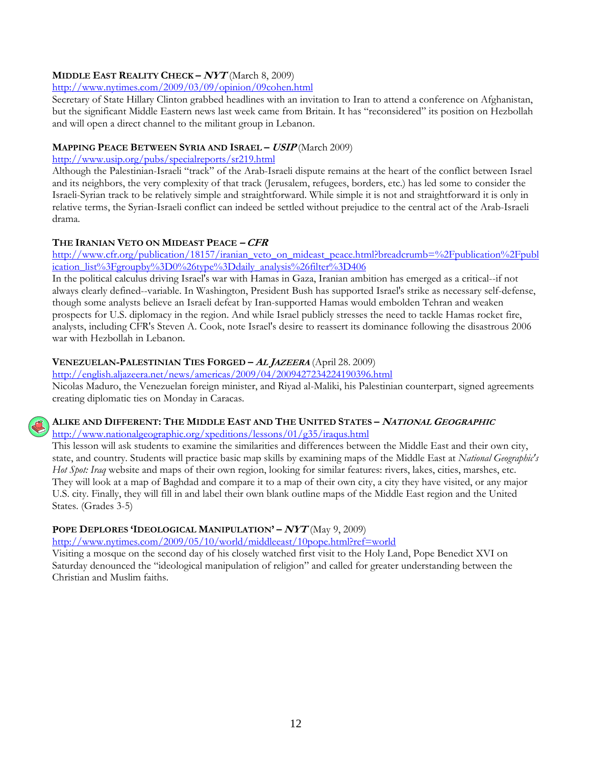**MIDDLE EAST REALITY CHECK – *NYT*** (March 8, 2009)
http://www.nytimes.com/2009/03/09/opinion/09cohen.html
Secretary of State Hillary Clinton grabbed headlines with an invitation to Iran to attend a conference on Afghanistan, but the significant Middle Eastern news last week came from Britain. It has "reconsidered" its position on Hezbollah and will open a direct channel to the militant group in Lebanon.

**MAPPING PEACE BETWEEN SYRIA AND ISRAEL – *USIP*** (March 2009)
http://www.usip.org/pubs/specialreports/sr219.html
Although the Palestinian-Israeli "track" of the Arab-Israeli dispute remains at the heart of the conflict between Israel and its neighbors, the very complexity of that track (Jerusalem, refugees, borders, etc.) has led some to consider the Israeli-Syrian track to be relatively simple and straightforward. While simple it is not and straightforward it is only in relative terms, the Syrian-Israeli conflict can indeed be settled without prejudice to the central act of the Arab-Israeli drama.

**THE IRANIAN VETO ON MIDEAST PEACE – *CFR***
http://www.cfr.org/publication/18157/iranian_veto_on_mideast_peace.html?breadcrumb=%2Fpublication%2Fpublication_list%3Fgroupby%3D0%26type%3Ddaily_analysis%26filter%3D406
In the political calculus driving Israel's war with Hamas in Gaza, Iranian ambition has emerged as a critical--if not always clearly defined--variable. In Washington, President Bush has supported Israel's strike as necessary self-defense, though some analysts believe an Israeli defeat by Iran-supported Hamas would embolden Tehran and weaken prospects for U.S. diplomacy in the region. And while Israel publicly stresses the need to tackle Hamas rocket fire, analysts, including CFR's Steven A. Cook, note Israel's desire to reassert its dominance following the disastrous 2006 war with Hezbollah in Lebanon.

**VENEZUELAN-PALESTINIAN TIES FORGED – *AL JAZEERA*** (April 28. 2009)
http://english.aljazeera.net/news/americas/2009/04/2009427234224190396.html
Nicolas Maduro, the Venezuelan foreign minister, and Riyad al-Maliki, his Palestinian counterpart, signed agreements creating diplomatic ties on Monday in Caracas.

**ALIKE AND DIFFERENT: THE MIDDLE EAST AND THE UNITED STATES – *NATIONAL GEOGRAPHIC***
http://www.nationalgeographic.org/xpeditions/lessons/01/g35/iraqus.html
This lesson will ask students to examine the similarities and differences between the Middle East and their own city, state, and country. Students will practice basic map skills by examining maps of the Middle East at *National Geographic's Hot Spot: Iraq* website and maps of their own region, looking for similar features: rivers, lakes, cities, marshes, etc. They will look at a map of Baghdad and compare it to a map of their own city, a city they have visited, or any major U.S. city. Finally, they will fill in and label their own blank outline maps of the Middle East region and the United States. (Grades 3-5)

**POPE DEPLORES 'IDEOLOGICAL MANIPULATION' – *NYT*** (May 9, 2009)
http://www.nytimes.com/2009/05/10/world/middleeast/10pope.html?ref=world
Visiting a mosque on the second day of his closely watched first visit to the Holy Land, Pope Benedict XVI on Saturday denounced the "ideological manipulation of religion" and called for greater understanding between the Christian and Muslim faiths.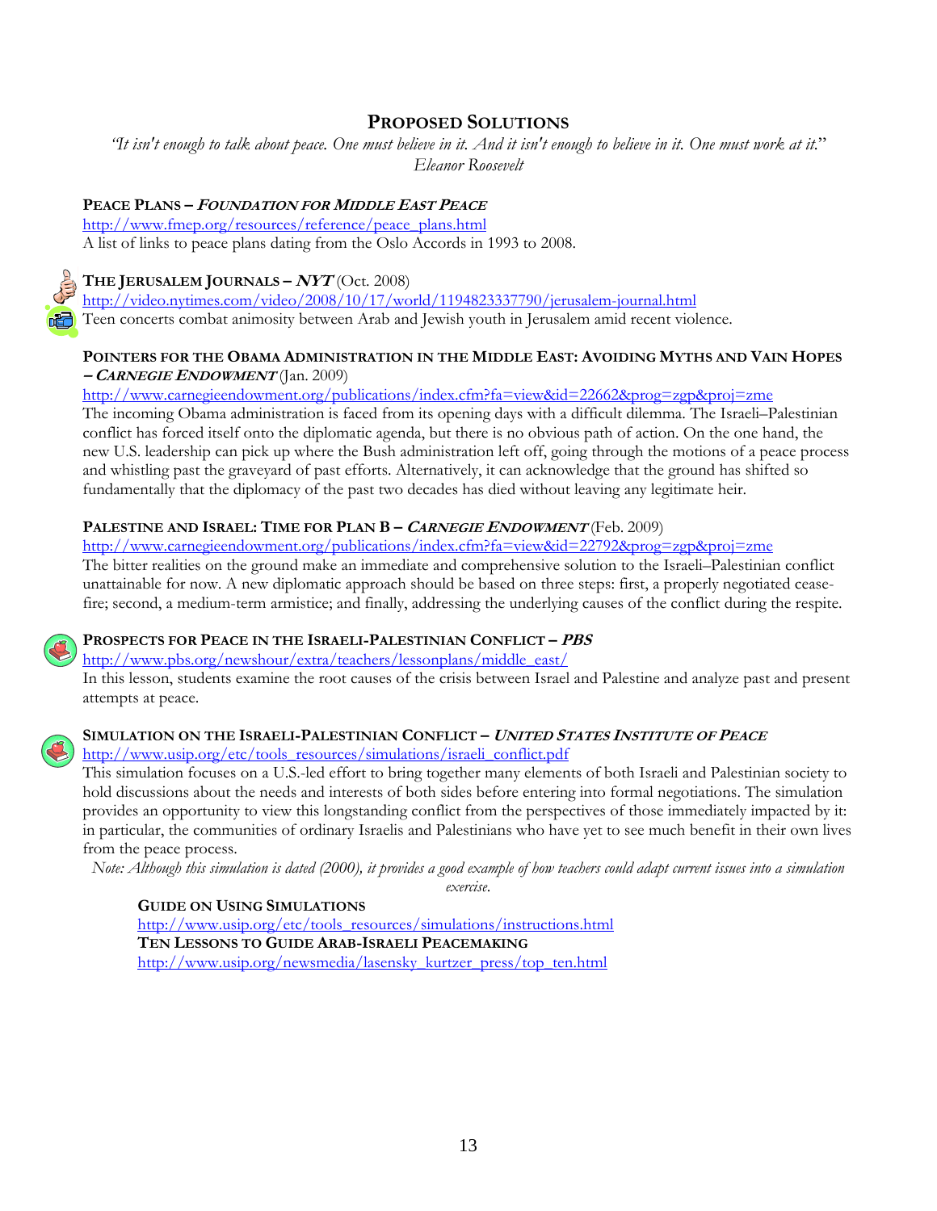## PROPOSED SOLUTIONS

*"It isn't enough to talk about peace. One must believe in it. And it isn't enough to believe in it. One must work at it."*
*Eleanor Roosevelt*

**PEACE PLANS – *FOUNDATION FOR MIDDLE EAST PEACE***
http://www.fmep.org/resources/reference/peace_plans.html
A list of links to peace plans dating from the Oslo Accords in 1993 to 2008.

**THE JERUSALEM JOURNALS – *NYT*** (Oct. 2008)
http://video.nytimes.com/video/2008/10/17/world/1194823337790/jerusalem-journal.html
Teen concerts combat animosity between Arab and Jewish youth in Jerusalem amid recent violence.

**POINTERS FOR THE OBAMA ADMINISTRATION IN THE MIDDLE EAST: AVOIDING MYTHS AND VAIN HOPES – *CARNEGIE ENDOWMENT*** (Jan. 2009)
http://www.carnegieendowment.org/publications/index.cfm?fa=view&id=22662&prog=zgp&proj=zme
The incoming Obama administration is faced from its opening days with a difficult dilemma. The Israeli–Palestinian conflict has forced itself onto the diplomatic agenda, but there is no obvious path of action. On the one hand, the new U.S. leadership can pick up where the Bush administration left off, going through the motions of a peace process and whistling past the graveyard of past efforts. Alternatively, it can acknowledge that the ground has shifted so fundamentally that the diplomacy of the past two decades has died without leaving any legitimate heir.

**PALESTINE AND ISRAEL: TIME FOR PLAN B – *CARNEGIE ENDOWMENT*** (Feb. 2009)
http://www.carnegieendowment.org/publications/index.cfm?fa=view&id=22792&prog=zgp&proj=zme
The bitter realities on the ground make an immediate and comprehensive solution to the Israeli–Palestinian conflict unattainable for now. A new diplomatic approach should be based on three steps: first, a properly negotiated cease-fire; second, a medium-term armistice; and finally, addressing the underlying causes of the conflict during the respite.

**PROSPECTS FOR PEACE IN THE ISRAELI-PALESTINIAN CONFLICT – *PBS***
http://www.pbs.org/newshour/extra/teachers/lessonplans/middle_east/
In this lesson, students examine the root causes of the crisis between Israel and Palestine and analyze past and present attempts at peace.

**SIMULATION ON THE ISRAELI-PALESTINIAN CONFLICT – *UNITED STATES INSTITUTE OF PEACE***
http://www.usip.org/etc/tools_resources/simulations/israeli_conflict.pdf
This simulation focuses on a U.S.-led effort to bring together many elements of both Israeli and Palestinian society to hold discussions about the needs and interests of both sides before entering into formal negotiations. The simulation provides an opportunity to view this longstanding conflict from the perspectives of those immediately impacted by it: in particular, the communities of ordinary Israelis and Palestinians who have yet to see much benefit in their own lives from the peace process.

*Note: Although this simulation is dated (2000), it provides a good example of how teachers could adapt current issues into a simulation exercise.*

**GUIDE ON USING SIMULATIONS**
http://www.usip.org/etc/tools_resources/simulations/instructions.html

**TEN LESSONS TO GUIDE ARAB-ISRAELI PEACEMAKING**
http://www.usip.org/newsmedia/lasensky_kurtzer_press/top_ten.html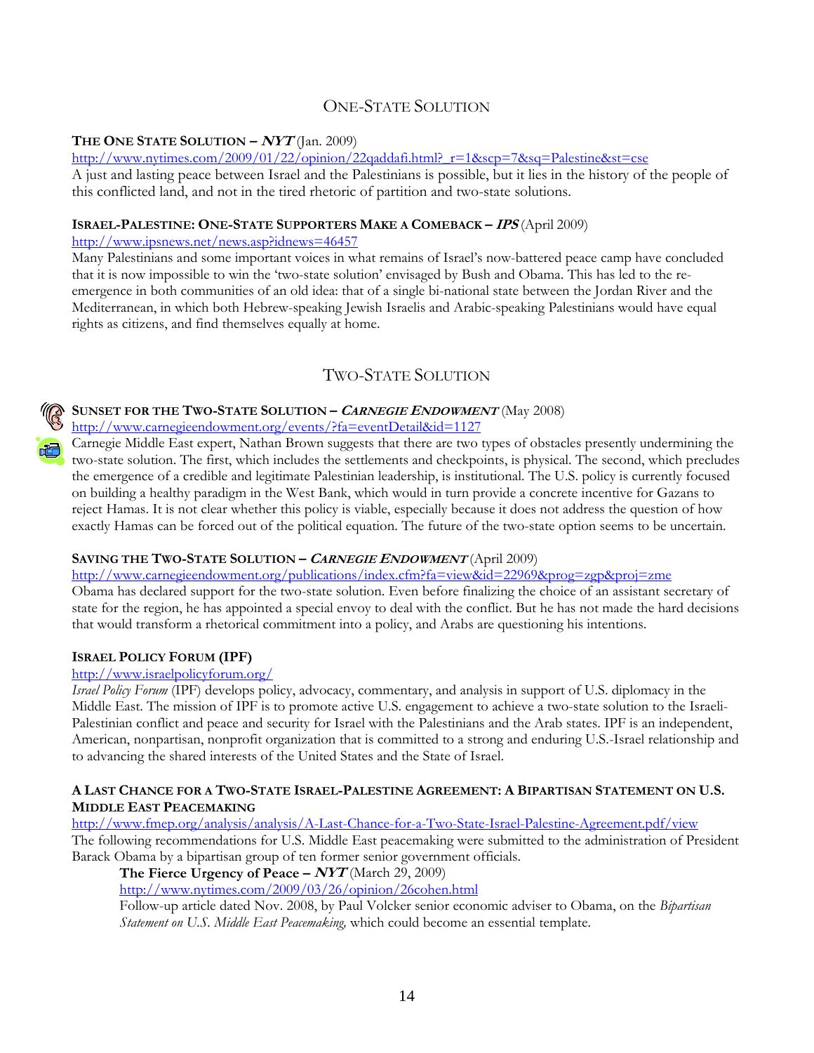## One-State Solution

**The One State Solution – *NYT*** (Jan. 2009)
http://www.nytimes.com/2009/01/22/opinion/22qaddafi.html?_r=1&scp=7&sq=Palestine&st=cse
A just and lasting peace between Israel and the Palestinians is possible, but it lies in the history of the people of this conflicted land, and not in the tired rhetoric of partition and two-state solutions.

**Israel-Palestine: One-State Supporters Make a Comeback – *IPS*** (April 2009)
http://www.ipsnews.net/news.asp?idnews=46457
Many Palestinians and some important voices in what remains of Israel's now-battered peace camp have concluded that it is now impossible to win the 'two-state solution' envisaged by Bush and Obama. This has led to the re-emergence in both communities of an old idea: that of a single bi-national state between the Jordan River and the Mediterranean, in which both Hebrew-speaking Jewish Israelis and Arabic-speaking Palestinians would have equal rights as citizens, and find themselves equally at home.

## Two-State Solution

**Sunset for the Two-State Solution – *Carnegie Endowment*** (May 2008)
http://www.carnegieendowment.org/events/?fa=eventDetail&id=1127
Carnegie Middle East expert, Nathan Brown suggests that there are two types of obstacles presently undermining the two-state solution. The first, which includes the settlements and checkpoints, is physical. The second, which precludes the emergence of a credible and legitimate Palestinian leadership, is institutional. The U.S. policy is currently focused on building a healthy paradigm in the West Bank, which would in turn provide a concrete incentive for Gazans to reject Hamas. It is not clear whether this policy is viable, especially because it does not address the question of how exactly Hamas can be forced out of the political equation. The future of the two-state option seems to be uncertain.

**Saving the Two-State Solution – *Carnegie Endowment*** (April 2009)
http://www.carnegieendowment.org/publications/index.cfm?fa=view&id=22969&prog=zgp&proj=zme
Obama has declared support for the two-state solution. Even before finalizing the choice of an assistant secretary of state for the region, he has appointed a special envoy to deal with the conflict. But he has not made the hard decisions that would transform a rhetorical commitment into a policy, and Arabs are questioning his intentions.

**Israel Policy Forum (IPF)**
http://www.israelpolicyforum.org/
*Israel Policy Forum* (IPF) develops policy, advocacy, commentary, and analysis in support of U.S. diplomacy in the Middle East. The mission of IPF is to promote active U.S. engagement to achieve a two-state solution to the Israeli-Palestinian conflict and peace and security for Israel with the Palestinians and the Arab states. IPF is an independent, American, nonpartisan, nonprofit organization that is committed to a strong and enduring U.S.-Israel relationship and to advancing the shared interests of the United States and the State of Israel.

**A Last Chance for a Two-State Israel-Palestine Agreement: A Bipartisan Statement on U.S. Middle East Peacemaking**
http://www.fmep.org/analysis/analysis/A-Last-Chance-for-a-Two-State-Israel-Palestine-Agreement.pdf/view
The following recommendations for U.S. Middle East peacemaking were submitted to the administration of President Barack Obama by a bipartisan group of ten former senior government officials.

> **The Fierce Urgency of Peace – *NYT*** (March 29, 2009)
> http://www.nytimes.com/2009/03/26/opinion/26cohen.html
> Follow-up article dated Nov. 2008, by Paul Volcker senior economic adviser to Obama, on the *Bipartisan Statement on U.S. Middle East Peacemaking,* which could become an essential template.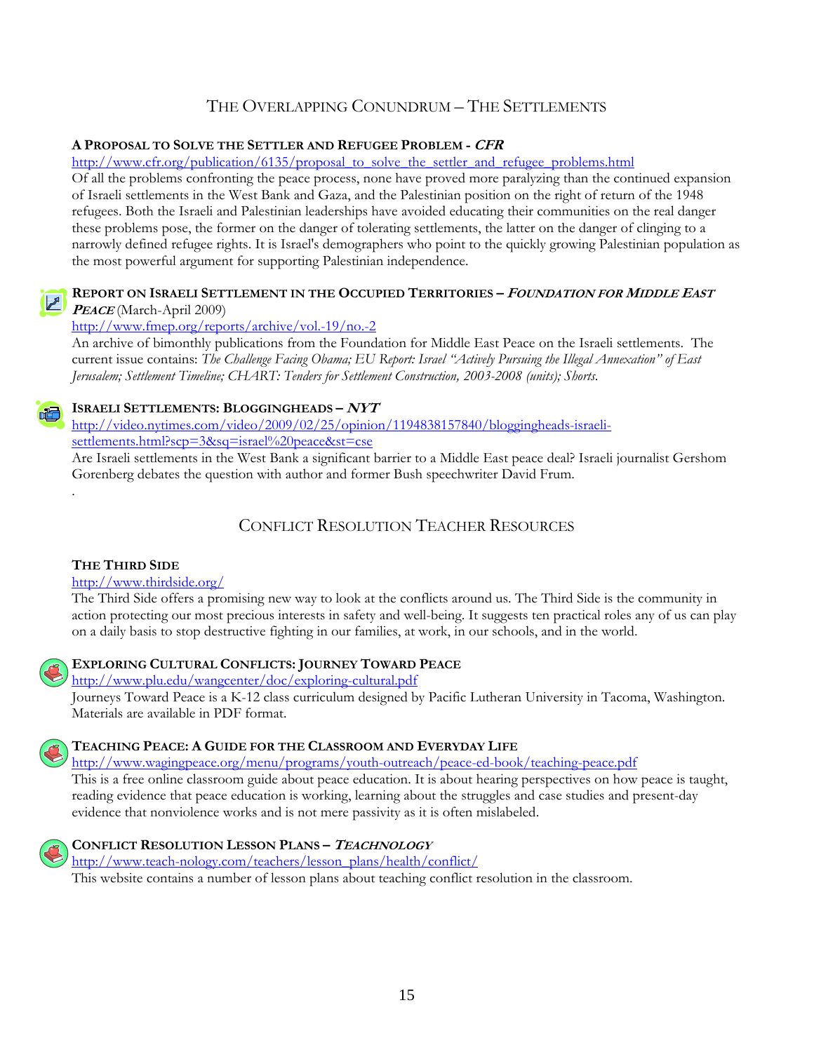## The Overlapping Conundrum – The Settlements

**A Proposal to Solve the Settler and Refugee Problem - *CFR***

http://www.cfr.org/publication/6135/proposal_to_solve_the_settler_and_refugee_problems.html

Of all the problems confronting the peace process, none have proved more paralyzing than the continued expansion of Israeli settlements in the West Bank and Gaza, and the Palestinian position on the right of return of the 1948 refugees. Both the Israeli and Palestinian leaderships have avoided educating their communities on the real danger these problems pose, the former on the danger of tolerating settlements, the latter on the danger of clinging to a narrowly defined refugee rights. It is Israel's demographers who point to the quickly growing Palestinian population as the most powerful argument for supporting Palestinian independence.

**Report on Israeli Settlement in the Occupied Territories – *Foundation for Middle East Peace*** (March-April 2009)

http://www.fmep.org/reports/archive/vol.-19/no.-2

An archive of bimonthly publications from the Foundation for Middle East Peace on the Israeli settlements. The current issue contains: *The Challenge Facing Obama; EU Report: Israel "Actively Pursuing the Illegal Annexation" of East Jerusalem; Settlement Timeline; CHART: Tenders for Settlement Construction, 2003-2008 (units); Shorts*.

**Israeli Settlements: Bloggingheads – *NYT***

http://video.nytimes.com/video/2009/02/25/opinion/1194838157840/bloggingheads-israeli-settlements.html?scp=3&sq=israel%20peace&st=cse

Are Israeli settlements in the West Bank a significant barrier to a Middle East peace deal? Israeli journalist Gershom Gorenberg debates the question with author and former Bush speechwriter David Frum.

.

## Conflict Resolution Teacher Resources

**The Third Side**

http://www.thirdside.org/

The Third Side offers a promising new way to look at the conflicts around us. The Third Side is the community in action protecting our most precious interests in safety and well-being. It suggests ten practical roles any of us can play on a daily basis to stop destructive fighting in our families, at work, in our schools, and in the world.

**Exploring Cultural Conflicts: Journey Toward Peace**

http://www.plu.edu/wangcenter/doc/exploring-cultural.pdf

Journeys Toward Peace is a K-12 class curriculum designed by Pacific Lutheran University in Tacoma, Washington. Materials are available in PDF format.

**Teaching Peace: A Guide for the Classroom and Everyday Life**

http://www.wagingpeace.org/menu/programs/youth-outreach/peace-ed-book/teaching-peace.pdf

This is a free online classroom guide about peace education. It is about hearing perspectives on how peace is taught, reading evidence that peace education is working, learning about the struggles and case studies and present-day evidence that nonviolence works and is not mere passivity as it is often mislabeled.

**Conflict Resolution Lesson Plans – *Teachnology***

http://www.teach-nology.com/teachers/lesson_plans/health/conflict/

This website contains a number of lesson plans about teaching conflict resolution in the classroom.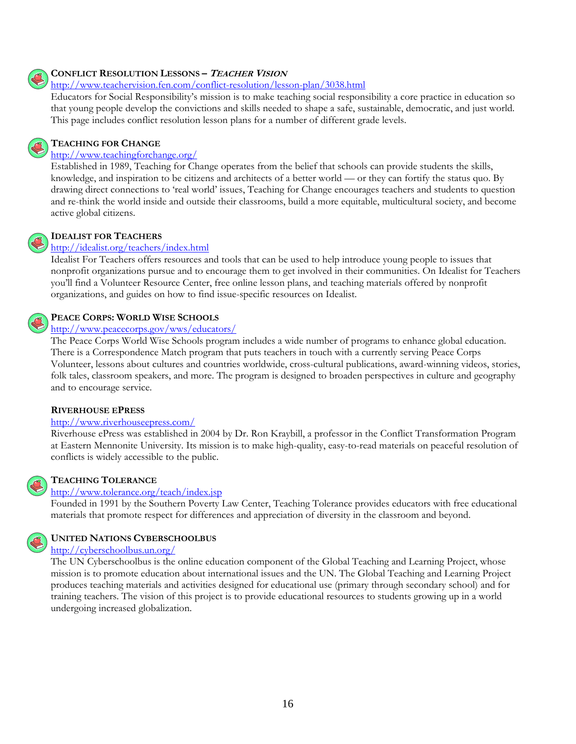**CONFLICT RESOLUTION LESSONS – *TEACHER VISION***
http://www.teachervision.fen.com/conflict-resolution/lesson-plan/3038.html
Educators for Social Responsibility's mission is to make teaching social responsibility a core practice in education so that young people develop the convictions and skills needed to shape a safe, sustainable, democratic, and just world. This page includes conflict resolution lesson plans for a number of different grade levels.

**TEACHING FOR CHANGE**
http://www.teachingforchange.org/
Established in 1989, Teaching for Change operates from the belief that schools can provide students the skills, knowledge, and inspiration to be citizens and architects of a better world — or they can fortify the status quo. By drawing direct connections to 'real world' issues, Teaching for Change encourages teachers and students to question and re-think the world inside and outside their classrooms, build a more equitable, multicultural society, and become active global citizens.

**IDEALIST FOR TEACHERS**
http://idealist.org/teachers/index.html
Idealist For Teachers offers resources and tools that can be used to help introduce young people to issues that nonprofit organizations pursue and to encourage them to get involved in their communities. On Idealist for Teachers you'll find a Volunteer Resource Center, free online lesson plans, and teaching materials offered by nonprofit organizations, and guides on how to find issue-specific resources on Idealist.

**PEACE CORPS: WORLD WISE SCHOOLS**
http://www.peacecorps.gov/wws/educators/
The Peace Corps World Wise Schools program includes a wide number of programs to enhance global education. There is a Correspondence Match program that puts teachers in touch with a currently serving Peace Corps Volunteer, lessons about cultures and countries worldwide, cross-cultural publications, award-winning videos, stories, folk tales, classroom speakers, and more. The program is designed to broaden perspectives in culture and geography and to encourage service.

**RIVERHOUSE EPRESS**
http://www.riverhouseepress.com/
Riverhouse ePress was established in 2004 by Dr. Ron Kraybill, a professor in the Conflict Transformation Program at Eastern Mennonite University. Its mission is to make high-quality, easy-to-read materials on peaceful resolution of conflicts is widely accessible to the public.

**TEACHING TOLERANCE**
http://www.tolerance.org/teach/index.jsp
Founded in 1991 by the Southern Poverty Law Center, Teaching Tolerance provides educators with free educational materials that promote respect for differences and appreciation of diversity in the classroom and beyond.

**UNITED NATIONS CYBERSCHOOLBUS**
http://cyberschoolbus.un.org/
The UN Cyberschoolbus is the online education component of the Global Teaching and Learning Project, whose mission is to promote education about international issues and the UN. The Global Teaching and Learning Project produces teaching materials and activities designed for educational use (primary through secondary school) and for training teachers. The vision of this project is to provide educational resources to students growing up in a world undergoing increased globalization.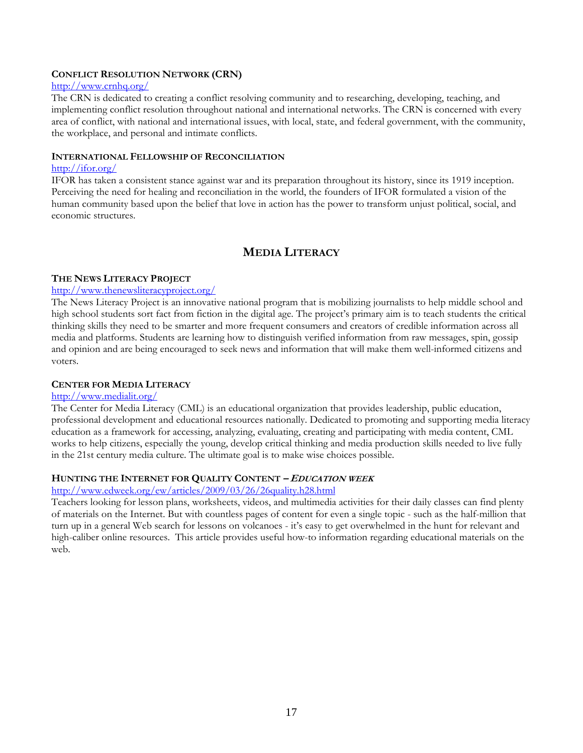#### CONFLICT RESOLUTION NETWORK (CRN)

http://www.crnhq.org/

The CRN is dedicated to creating a conflict resolving community and to researching, developing, teaching, and implementing conflict resolution throughout national and international networks. The CRN is concerned with every area of conflict, with national and international issues, with local, state, and federal government, with the community, the workplace, and personal and intimate conflicts.

#### INTERNATIONAL FELLOWSHIP OF RECONCILIATION

http://ifor.org/

IFOR has taken a consistent stance against war and its preparation throughout its history, since its 1919 inception. Perceiving the need for healing and reconciliation in the world, the founders of IFOR formulated a vision of the human community based upon the belief that love in action has the power to transform unjust political, social, and economic structures.

## MEDIA LITERACY

#### THE NEWS LITERACY PROJECT

http://www.thenewsliteracyproject.org/

The News Literacy Project is an innovative national program that is mobilizing journalists to help middle school and high school students sort fact from fiction in the digital age. The project's primary aim is to teach students the critical thinking skills they need to be smarter and more frequent consumers and creators of credible information across all media and platforms. Students are learning how to distinguish verified information from raw messages, spin, gossip and opinion and are being encouraged to seek news and information that will make them well-informed citizens and voters.

#### CENTER FOR MEDIA LITERACY

http://www.medialit.org/

The Center for Media Literacy (CML) is an educational organization that provides leadership, public education, professional development and educational resources nationally. Dedicated to promoting and supporting media literacy education as a framework for accessing, analyzing, evaluating, creating and participating with media content, CML works to help citizens, especially the young, develop critical thinking and media production skills needed to live fully in the 21st century media culture. The ultimate goal is to make wise choices possible.

#### HUNTING THE INTERNET FOR QUALITY CONTENT – *EDUCATION WEEK*

http://www.edweek.org/ew/articles/2009/03/26/26quality.h28.html

Teachers looking for lesson plans, worksheets, videos, and multimedia activities for their daily classes can find plenty of materials on the Internet. But with countless pages of content for even a single topic - such as the half-million that turn up in a general Web search for lessons on volcanoes - it's easy to get overwhelmed in the hunt for relevant and high-caliber online resources. This article provides useful how-to information regarding educational materials on the web.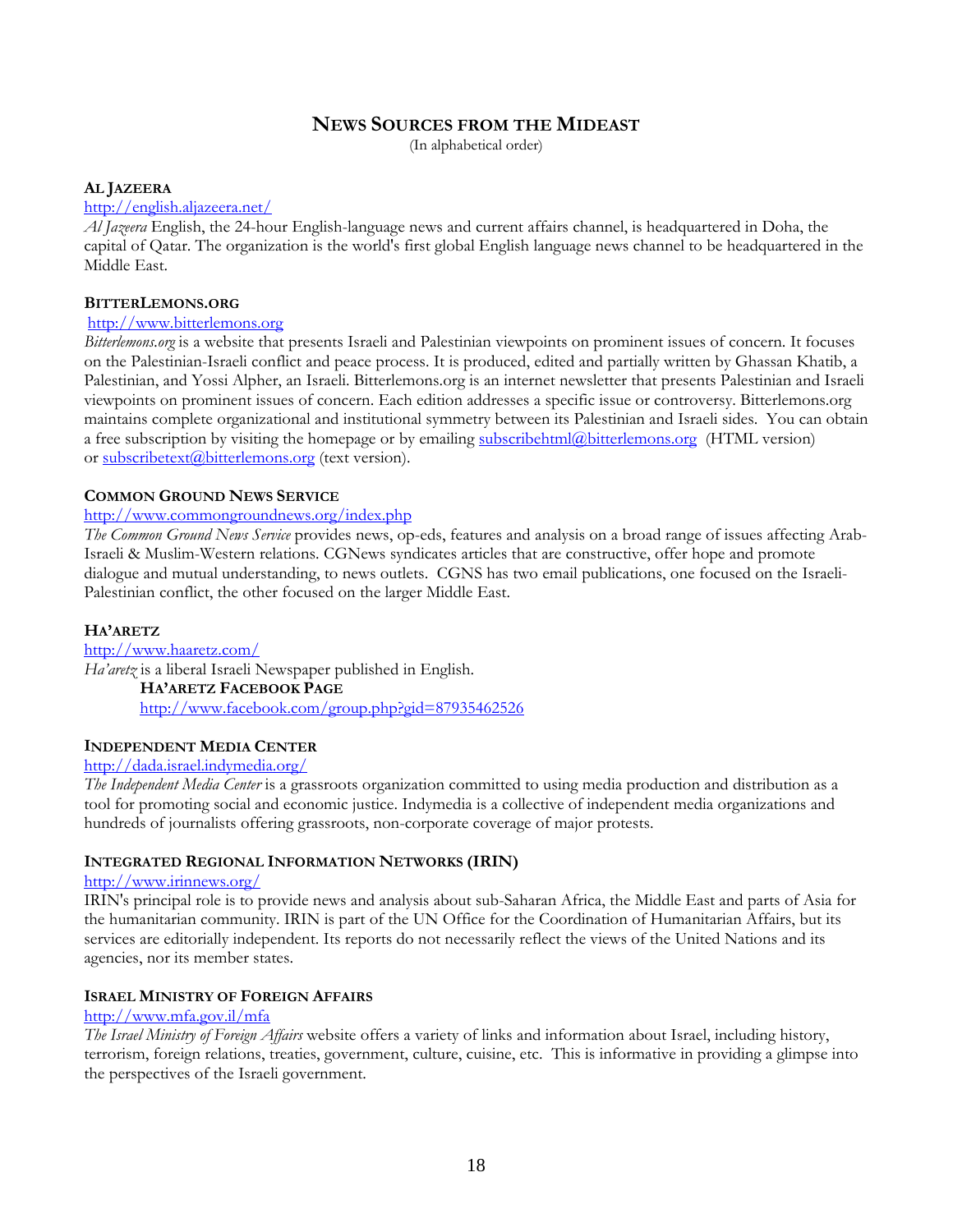# NEWS SOURCES FROM THE MIDEAST

(In alphabetical order)

**AL JAZEERA**

http://english.aljazeera.net/

*Al Jazeera* English, the 24-hour English-language news and current affairs channel, is headquartered in Doha, the capital of Qatar. The organization is the world's first global English language news channel to be headquartered in the Middle East.

**BITTERLEMONS.ORG**

http://www.bitterlemons.org

*Bitterlemons.org* is a website that presents Israeli and Palestinian viewpoints on prominent issues of concern. It focuses on the Palestinian-Israeli conflict and peace process. It is produced, edited and partially written by Ghassan Khatib, a Palestinian, and Yossi Alpher, an Israeli. Bitterlemons.org is an internet newsletter that presents Palestinian and Israeli viewpoints on prominent issues of concern. Each edition addresses a specific issue or controversy. Bitterlemons.org maintains complete organizational and institutional symmetry between its Palestinian and Israeli sides. You can obtain a free subscription by visiting the homepage or by emailing subscribehtml@bitterlemons.org (HTML version) or subscribetext@bitterlemons.org (text version).

**COMMON GROUND NEWS SERVICE**

http://www.commongroundnews.org/index.php

*The Common Ground News Service* provides news, op-eds, features and analysis on a broad range of issues affecting Arab-Israeli & Muslim-Western relations. CGNews syndicates articles that are constructive, offer hope and promote dialogue and mutual understanding, to news outlets. CGNS has two email publications, one focused on the Israeli-Palestinian conflict, the other focused on the larger Middle East.

**HA'ARETZ**

http://www.haaretz.com/

*Ha'aretz* is a liberal Israeli Newspaper published in English.

**HA'ARETZ FACEBOOK PAGE**

http://www.facebook.com/group.php?gid=87935462526

**INDEPENDENT MEDIA CENTER**

http://dada.israel.indymedia.org/

*The Independent Media Center* is a grassroots organization committed to using media production and distribution as a tool for promoting social and economic justice. Indymedia is a collective of independent media organizations and hundreds of journalists offering grassroots, non-corporate coverage of major protests.

**INTEGRATED REGIONAL INFORMATION NETWORKS (IRIN)**

http://www.irinnews.org/

IRIN's principal role is to provide news and analysis about sub-Saharan Africa, the Middle East and parts of Asia for the humanitarian community. IRIN is part of the UN Office for the Coordination of Humanitarian Affairs, but its services are editorially independent. Its reports do not necessarily reflect the views of the United Nations and its agencies, nor its member states.

**ISRAEL MINISTRY OF FOREIGN AFFAIRS**

http://www.mfa.gov.il/mfa

*The Israel Ministry of Foreign Affairs* website offers a variety of links and information about Israel, including history, terrorism, foreign relations, treaties, government, culture, cuisine, etc. This is informative in providing a glimpse into the perspectives of the Israeli government.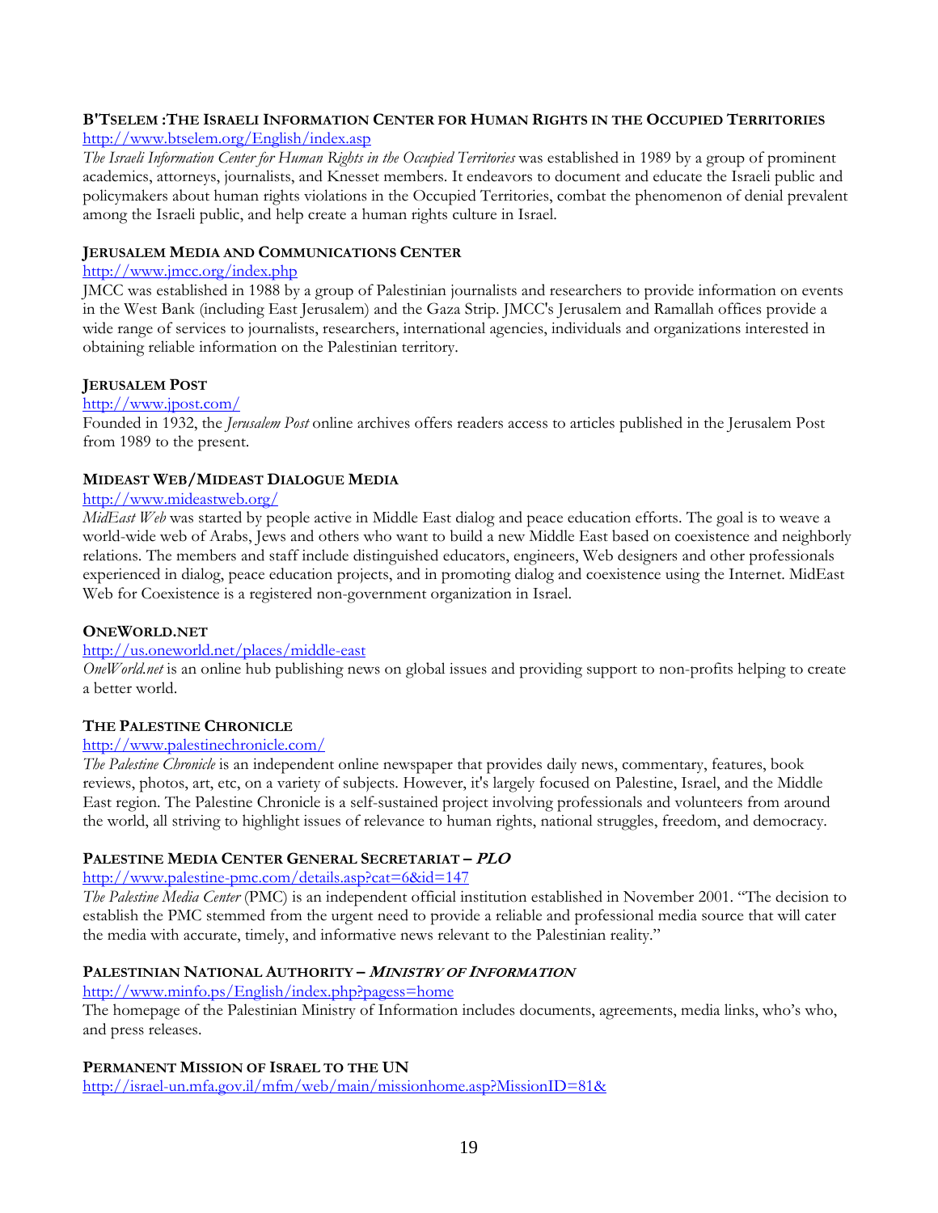**B'TSELEM :THE ISRAELI INFORMATION CENTER FOR HUMAN RIGHTS IN THE OCCUPIED TERRITORIES**

http://www.btselem.org/English/index.asp

*The Israeli Information Center for Human Rights in the Occupied Territories* was established in 1989 by a group of prominent academics, attorneys, journalists, and Knesset members. It endeavors to document and educate the Israeli public and policymakers about human rights violations in the Occupied Territories, combat the phenomenon of denial prevalent among the Israeli public, and help create a human rights culture in Israel.

**JERUSALEM MEDIA AND COMMUNICATIONS CENTER**

http://www.jmcc.org/index.php

JMCC was established in 1988 by a group of Palestinian journalists and researchers to provide information on events in the West Bank (including East Jerusalem) and the Gaza Strip. JMCC's Jerusalem and Ramallah offices provide a wide range of services to journalists, researchers, international agencies, individuals and organizations interested in obtaining reliable information on the Palestinian territory.

**JERUSALEM POST**

http://www.jpost.com/

Founded in 1932, the *Jerusalem Post* online archives offers readers access to articles published in the Jerusalem Post from 1989 to the present.

**MIDEAST WEB/MIDEAST DIALOGUE MEDIA**

http://www.mideastweb.org/

*MidEast Web* was started by people active in Middle East dialog and peace education efforts. The goal is to weave a world-wide web of Arabs, Jews and others who want to build a new Middle East based on coexistence and neighborly relations. The members and staff include distinguished educators, engineers, Web designers and other professionals experienced in dialog, peace education projects, and in promoting dialog and coexistence using the Internet. MidEast Web for Coexistence is a registered non-government organization in Israel.

**ONEWORLD.NET**

http://us.oneworld.net/places/middle-east

*OneWorld.net* is an online hub publishing news on global issues and providing support to non-profits helping to create a better world.

**THE PALESTINE CHRONICLE**

http://www.palestinechronicle.com/

*The Palestine Chronicle* is an independent online newspaper that provides daily news, commentary, features, book reviews, photos, art, etc, on a variety of subjects. However, it's largely focused on Palestine, Israel, and the Middle East region. The Palestine Chronicle is a self-sustained project involving professionals and volunteers from around the world, all striving to highlight issues of relevance to human rights, national struggles, freedom, and democracy.

**PALESTINE MEDIA CENTER GENERAL SECRETARIAT – *PLO***

http://www.palestine-pmc.com/details.asp?cat=6&id=147

*The Palestine Media Center* (PMC) is an independent official institution established in November 2001. "The decision to establish the PMC stemmed from the urgent need to provide a reliable and professional media source that will cater the media with accurate, timely, and informative news relevant to the Palestinian reality."

**PALESTINIAN NATIONAL AUTHORITY – *MINISTRY OF INFORMATION***

http://www.minfo.ps/English/index.php?pagess=home

The homepage of the Palestinian Ministry of Information includes documents, agreements, media links, who's who, and press releases.

**PERMANENT MISSION OF ISRAEL TO THE UN**

http://israel-un.mfa.gov.il/mfm/web/main/missionhome.asp?MissionID=81&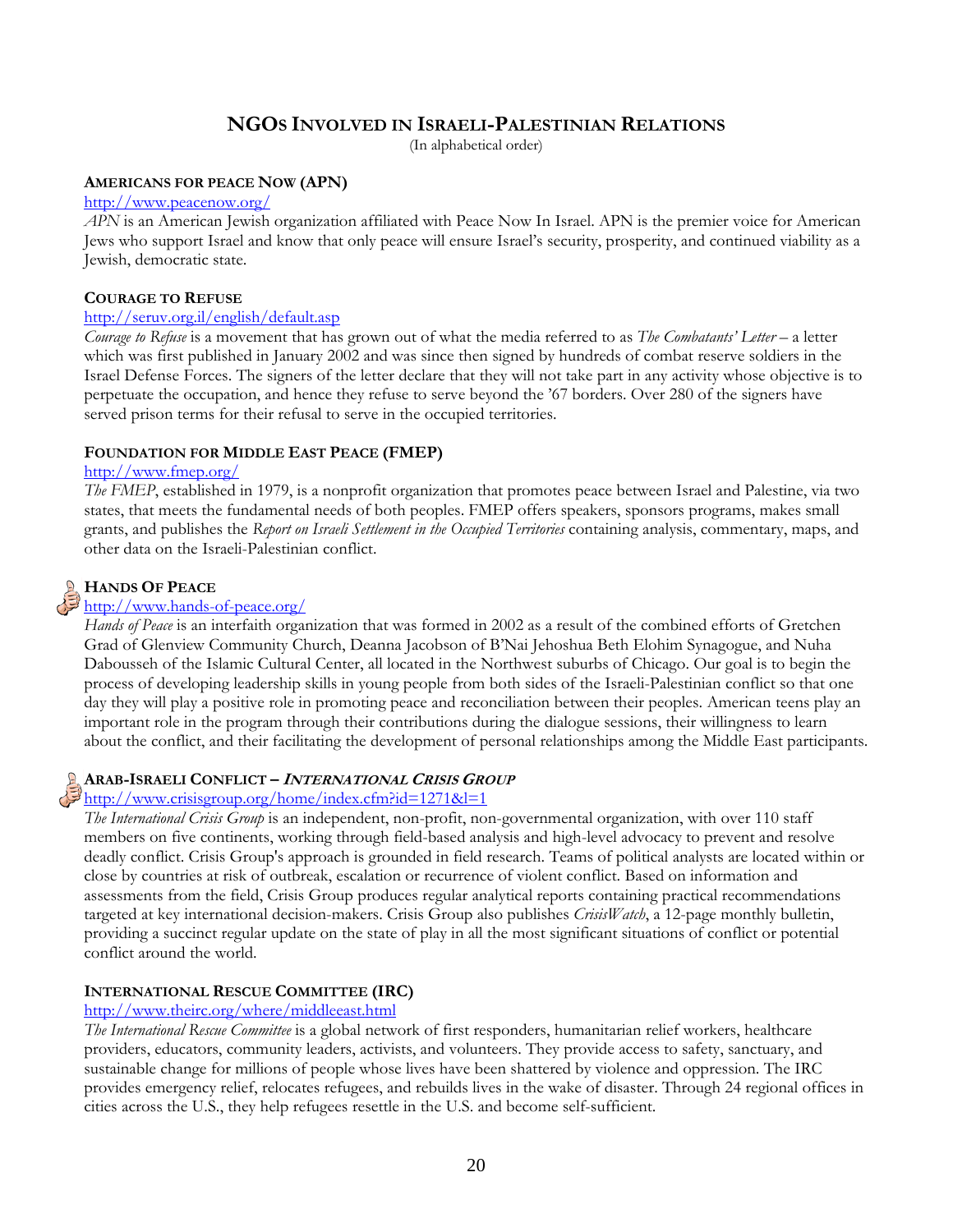## NGOs Involved in Israeli-Palestinian Relations

(In alphabetical order)

### Americans for Peace Now (APN)

http://www.peacenow.org/

*APN* is an American Jewish organization affiliated with Peace Now In Israel. APN is the premier voice for American Jews who support Israel and know that only peace will ensure Israel's security, prosperity, and continued viability as a Jewish, democratic state.

### Courage to Refuse

http://seruv.org.il/english/default.asp

*Courage to Refuse* is a movement that has grown out of what the media referred to as *The Combatants' Letter* – a letter which was first published in January 2002 and was since then signed by hundreds of combat reserve soldiers in the Israel Defense Forces. The signers of the letter declare that they will not take part in any activity whose objective is to perpetuate the occupation, and hence they refuse to serve beyond the '67 borders. Over 280 of the signers have served prison terms for their refusal to serve in the occupied territories.

### Foundation for Middle East Peace (FMEP)

http://www.fmep.org/

*The FMEP*, established in 1979, is a nonprofit organization that promotes peace between Israel and Palestine, via two states, that meets the fundamental needs of both peoples. FMEP offers speakers, sponsors programs, makes small grants, and publishes the *Report on Israeli Settlement in the Occupied Territories* containing analysis, commentary, maps, and other data on the Israeli-Palestinian conflict.

### Hands Of Peace

http://www.hands-of-peace.org/

*Hands of Peace* is an interfaith organization that was formed in 2002 as a result of the combined efforts of Gretchen Grad of Glenview Community Church, Deanna Jacobson of B'Nai Jehoshua Beth Elohim Synagogue, and Nuha Dabousseh of the Islamic Cultural Center, all located in the Northwest suburbs of Chicago. Our goal is to begin the process of developing leadership skills in young people from both sides of the Israeli-Palestinian conflict so that one day they will play a positive role in promoting peace and reconciliation between their peoples. American teens play an important role in the program through their contributions during the dialogue sessions, their willingness to learn about the conflict, and their facilitating the development of personal relationships among the Middle East participants.

### Arab-Israeli Conflict – *International Crisis Group*

http://www.crisisgroup.org/home/index.cfm?id=1271&l=1

*The International Crisis Group* is an independent, non-profit, non-governmental organization, with over 110 staff members on five continents, working through field-based analysis and high-level advocacy to prevent and resolve deadly conflict. Crisis Group's approach is grounded in field research. Teams of political analysts are located within or close by countries at risk of outbreak, escalation or recurrence of violent conflict. Based on information and assessments from the field, Crisis Group produces regular analytical reports containing practical recommendations targeted at key international decision-makers. Crisis Group also publishes *CrisisWatch*, a 12-page monthly bulletin, providing a succinct regular update on the state of play in all the most significant situations of conflict or potential conflict around the world.

### International Rescue Committee (IRC)

http://www.theirc.org/where/middleeast.html

*The International Rescue Committee* is a global network of first responders, humanitarian relief workers, healthcare providers, educators, community leaders, activists, and volunteers. They provide access to safety, sanctuary, and sustainable change for millions of people whose lives have been shattered by violence and oppression. The IRC provides emergency relief, relocates refugees, and rebuilds lives in the wake of disaster. Through 24 regional offices in cities across the U.S., they help refugees resettle in the U.S. and become self-sufficient.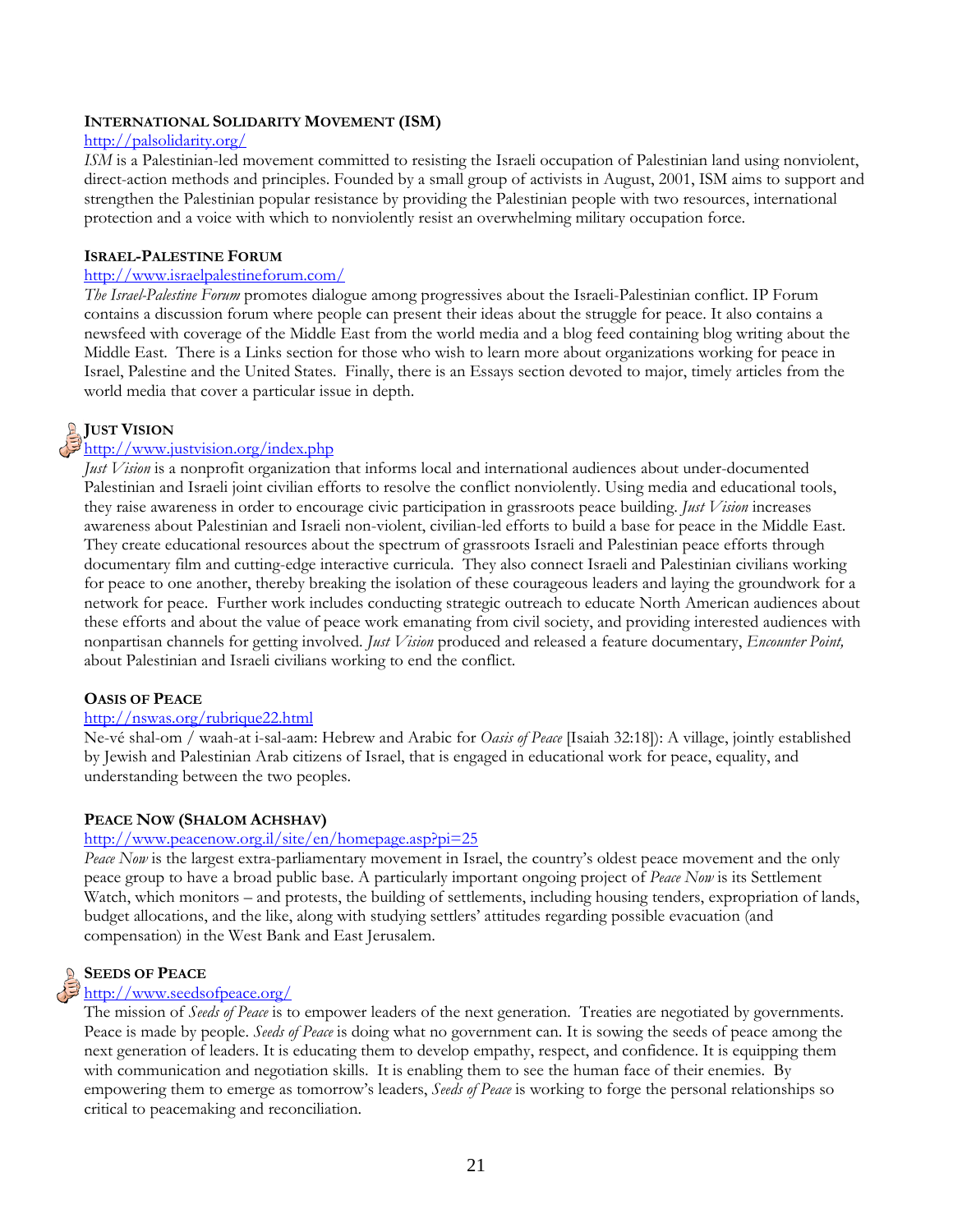**INTERNATIONAL SOLIDARITY MOVEMENT (ISM)**

http://palsolidarity.org/

*ISM* is a Palestinian-led movement committed to resisting the Israeli occupation of Palestinian land using nonviolent, direct-action methods and principles. Founded by a small group of activists in August, 2001, ISM aims to support and strengthen the Palestinian popular resistance by providing the Palestinian people with two resources, international protection and a voice with which to nonviolently resist an overwhelming military occupation force.

**ISRAEL-PALESTINE FORUM**

http://www.israelpalestineforum.com/

*The Israel-Palestine Forum* promotes dialogue among progressives about the Israeli-Palestinian conflict. IP Forum contains a discussion forum where people can present their ideas about the struggle for peace. It also contains a newsfeed with coverage of the Middle East from the world media and a blog feed containing blog writing about the Middle East. There is a Links section for those who wish to learn more about organizations working for peace in Israel, Palestine and the United States. Finally, there is an Essays section devoted to major, timely articles from the world media that cover a particular issue in depth.

**JUST VISION**

http://www.justvision.org/index.php

*Just Vision* is a nonprofit organization that informs local and international audiences about under-documented Palestinian and Israeli joint civilian efforts to resolve the conflict nonviolently. Using media and educational tools, they raise awareness in order to encourage civic participation in grassroots peace building. *Just Vision* increases awareness about Palestinian and Israeli non-violent, civilian-led efforts to build a base for peace in the Middle East. They create educational resources about the spectrum of grassroots Israeli and Palestinian peace efforts through documentary film and cutting-edge interactive curricula. They also connect Israeli and Palestinian civilians working for peace to one another, thereby breaking the isolation of these courageous leaders and laying the groundwork for a network for peace. Further work includes conducting strategic outreach to educate North American audiences about these efforts and about the value of peace work emanating from civil society, and providing interested audiences with nonpartisan channels for getting involved. *Just Vision* produced and released a feature documentary, *Encounter Point,* about Palestinian and Israeli civilians working to end the conflict.

**OASIS OF PEACE**

http://nswas.org/rubrique22.html

Ne-vé shal-om / waah-at i-sal-aam: Hebrew and Arabic for *Oasis of Peace* [Isaiah 32:18]): A village, jointly established by Jewish and Palestinian Arab citizens of Israel, that is engaged in educational work for peace, equality, and understanding between the two peoples.

**PEACE NOW (SHALOM ACHSHAV)**

http://www.peacenow.org.il/site/en/homepage.asp?pi=25

*Peace Now* is the largest extra-parliamentary movement in Israel, the country's oldest peace movement and the only peace group to have a broad public base. A particularly important ongoing project of *Peace Now* is its Settlement Watch, which monitors – and protests, the building of settlements, including housing tenders, expropriation of lands, budget allocations, and the like, along with studying settlers' attitudes regarding possible evacuation (and compensation) in the West Bank and East Jerusalem.

**SEEDS OF PEACE**

http://www.seedsofpeace.org/

The mission of *Seeds of Peace* is to empower leaders of the next generation. Treaties are negotiated by governments. Peace is made by people. *Seeds of Peace* is doing what no government can. It is sowing the seeds of peace among the next generation of leaders. It is educating them to develop empathy, respect, and confidence. It is equipping them with communication and negotiation skills. It is enabling them to see the human face of their enemies. By empowering them to emerge as tomorrow's leaders, *Seeds of Peace* is working to forge the personal relationships so critical to peacemaking and reconciliation.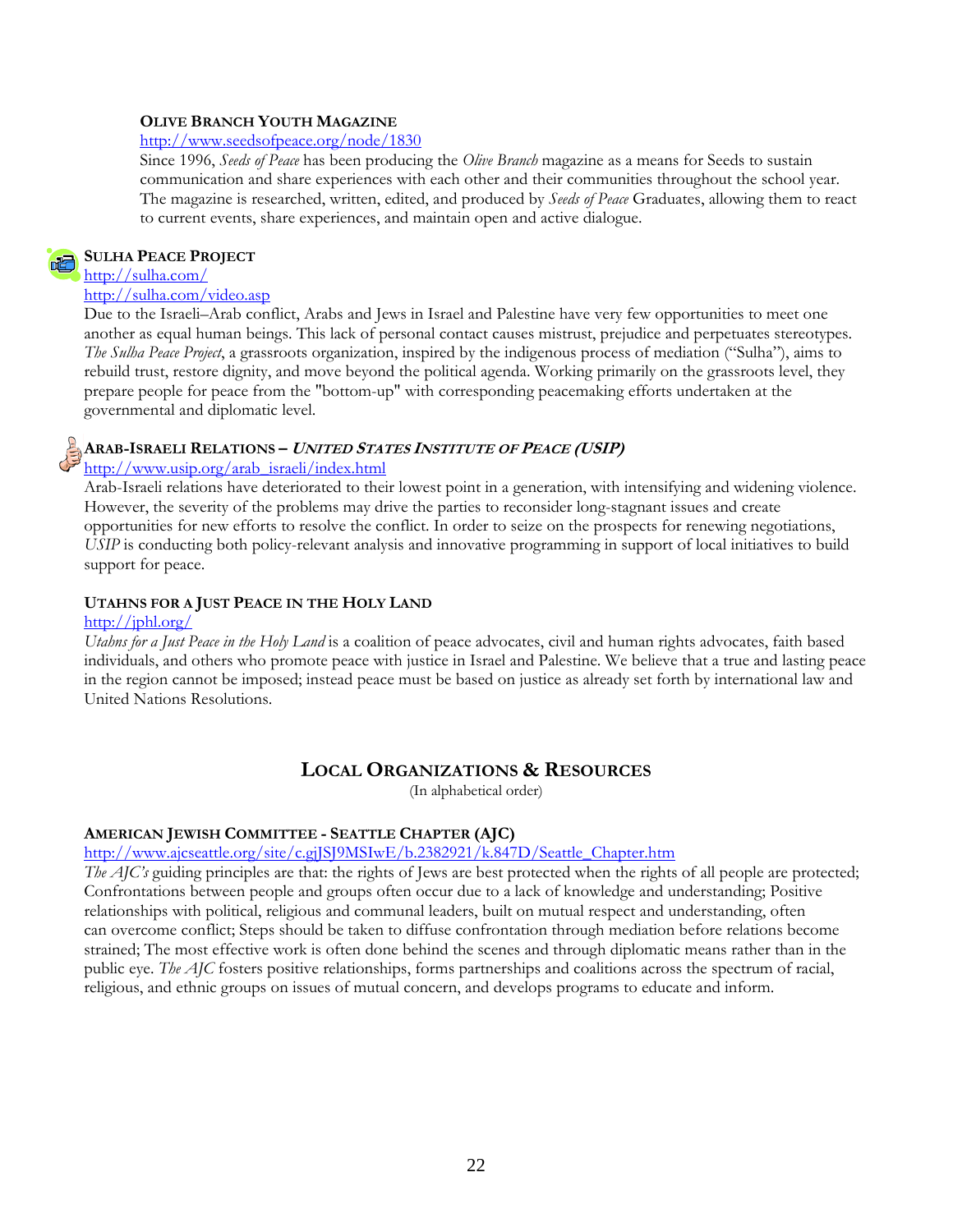**OLIVE BRANCH YOUTH MAGAZINE**

http://www.seedsofpeace.org/node/1830

Since 1996, *Seeds of Peace* has been producing the *Olive Branch* magazine as a means for Seeds to sustain communication and share experiences with each other and their communities throughout the school year. The magazine is researched, written, edited, and produced by *Seeds of Peace* Graduates, allowing them to react to current events, share experiences, and maintain open and active dialogue.

**SULHA PEACE PROJECT**

http://sulha.com/

http://sulha.com/video.asp

Due to the Israeli–Arab conflict, Arabs and Jews in Israel and Palestine have very few opportunities to meet one another as equal human beings. This lack of personal contact causes mistrust, prejudice and perpetuates stereotypes. *The Sulha Peace Project*, a grassroots organization, inspired by the indigenous process of mediation ("Sulha"), aims to rebuild trust, restore dignity, and move beyond the political agenda. Working primarily on the grassroots level, they prepare people for peace from the "bottom-up" with corresponding peacemaking efforts undertaken at the governmental and diplomatic level.

**ARAB-ISRAELI RELATIONS – *UNITED STATES INSTITUTE OF PEACE (USIP)***

http://www.usip.org/arab_israeli/index.html

Arab-Israeli relations have deteriorated to their lowest point in a generation, with intensifying and widening violence. However, the severity of the problems may drive the parties to reconsider long-stagnant issues and create opportunities for new efforts to resolve the conflict. In order to seize on the prospects for renewing negotiations, *USIP* is conducting both policy-relevant analysis and innovative programming in support of local initiatives to build support for peace.

**UTAHNS FOR A JUST PEACE IN THE HOLY LAND**

http://jphl.org/

*Utahns for a Just Peace in the Holy Land* is a coalition of peace advocates, civil and human rights advocates, faith based individuals, and others who promote peace with justice in Israel and Palestine. We believe that a true and lasting peace in the region cannot be imposed; instead peace must be based on justice as already set forth by international law and United Nations Resolutions.

## LOCAL ORGANIZATIONS & RESOURCES

(In alphabetical order)

**AMERICAN JEWISH COMMITTEE - SEATTLE CHAPTER (AJC)**

http://www.ajcseattle.org/site/c.gjJSJ9MSIwE/b.2382921/k.847D/Seattle_Chapter.htm

*The AJC's* guiding principles are that: the rights of Jews are best protected when the rights of all people are protected; Confrontations between people and groups often occur due to a lack of knowledge and understanding; Positive relationships with political, religious and communal leaders, built on mutual respect and understanding, often can overcome conflict; Steps should be taken to diffuse confrontation through mediation before relations become strained; The most effective work is often done behind the scenes and through diplomatic means rather than in the public eye. *The AJC* fosters positive relationships, forms partnerships and coalitions across the spectrum of racial, religious, and ethnic groups on issues of mutual concern, and develops programs to educate and inform.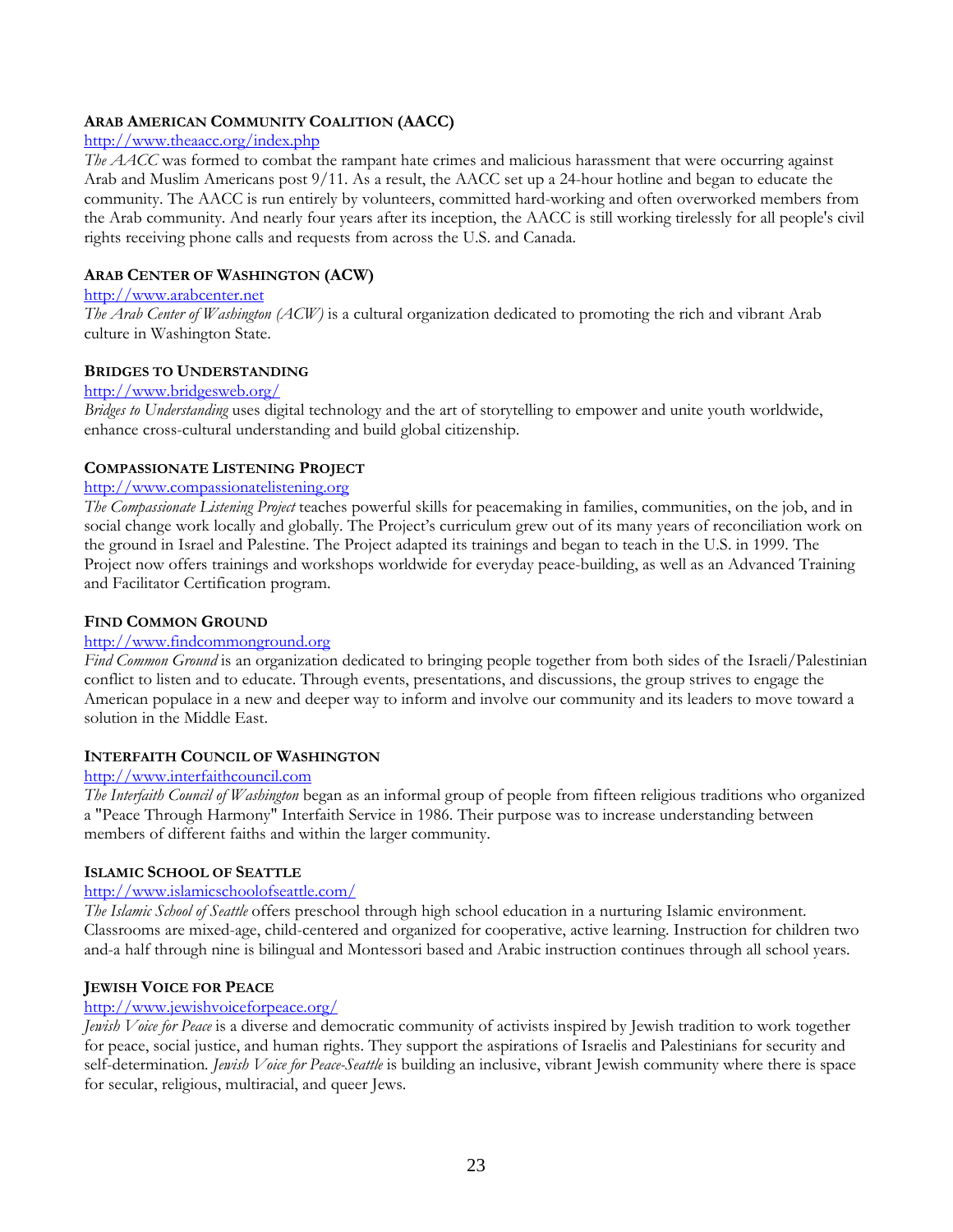**ARAB AMERICAN COMMUNITY COALITION (AACC)**

http://www.theaacc.org/index.php

*The AACC* was formed to combat the rampant hate crimes and malicious harassment that were occurring against Arab and Muslim Americans post 9/11. As a result, the AACC set up a 24-hour hotline and began to educate the community. The AACC is run entirely by volunteers, committed hard-working and often overworked members from the Arab community. And nearly four years after its inception, the AACC is still working tirelessly for all people's civil rights receiving phone calls and requests from across the U.S. and Canada.

**ARAB CENTER OF WASHINGTON (ACW)**

http://www.arabcenter.net

*The Arab Center of Washington (ACW)* is a cultural organization dedicated to promoting the rich and vibrant Arab culture in Washington State.

**BRIDGES TO UNDERSTANDING**

http://www.bridgesweb.org/

*Bridges to Understanding* uses digital technology and the art of storytelling to empower and unite youth worldwide, enhance cross-cultural understanding and build global citizenship.

**COMPASSIONATE LISTENING PROJECT**

http://www.compassionatelistening.org

*The Compassionate Listening Project* teaches powerful skills for peacemaking in families, communities, on the job, and in social change work locally and globally. The Project's curriculum grew out of its many years of reconciliation work on the ground in Israel and Palestine. The Project adapted its trainings and began to teach in the U.S. in 1999. The Project now offers trainings and workshops worldwide for everyday peace-building, as well as an Advanced Training and Facilitator Certification program.

**FIND COMMON GROUND**

http://www.findcommonground.org

*Find Common Ground* is an organization dedicated to bringing people together from both sides of the Israeli/Palestinian conflict to listen and to educate. Through events, presentations, and discussions, the group strives to engage the American populace in a new and deeper way to inform and involve our community and its leaders to move toward a solution in the Middle East.

**INTERFAITH COUNCIL OF WASHINGTON**

http://www.interfaithcouncil.com

*The Interfaith Council of Washington* began as an informal group of people from fifteen religious traditions who organized a "Peace Through Harmony" Interfaith Service in 1986. Their purpose was to increase understanding between members of different faiths and within the larger community.

**ISLAMIC SCHOOL OF SEATTLE**

http://www.islamicschoolofseattle.com/

*The Islamic School of Seattle* offers preschool through high school education in a nurturing Islamic environment. Classrooms are mixed-age, child-centered and organized for cooperative, active learning. Instruction for children two and-a half through nine is bilingual and Montessori based and Arabic instruction continues through all school years.

**JEWISH VOICE FOR PEACE**

http://www.jewishvoiceforpeace.org/

*Jewish Voice for Peace* is a diverse and democratic community of activists inspired by Jewish tradition to work together for peace, social justice, and human rights. They support the aspirations of Israelis and Palestinians for security and self-determination. *Jewish Voice for Peace-Seattle* is building an inclusive, vibrant Jewish community where there is space for secular, religious, multiracial, and queer Jews.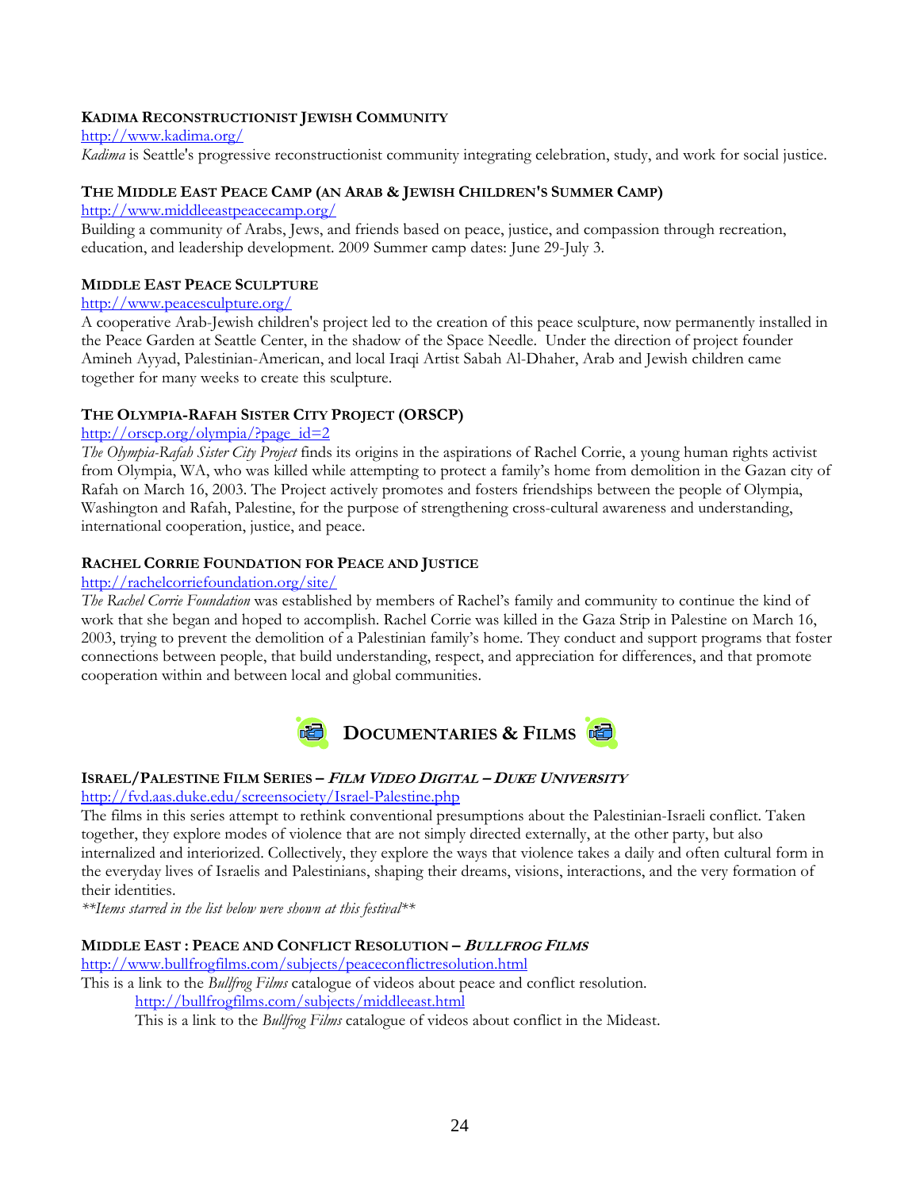**KADIMA RECONSTRUCTIONIST JEWISH COMMUNITY**

http://www.kadima.org/

*Kadima* is Seattle's progressive reconstructionist community integrating celebration, study, and work for social justice.

**THE MIDDLE EAST PEACE CAMP (AN ARAB & JEWISH CHILDREN'S SUMMER CAMP)**

http://www.middleeastpeacecamp.org/

Building a community of Arabs, Jews, and friends based on peace, justice, and compassion through recreation, education, and leadership development. 2009 Summer camp dates: June 29-July 3.

**MIDDLE EAST PEACE SCULPTURE**

http://www.peacesculpture.org/

A cooperative Arab-Jewish children's project led to the creation of this peace sculpture, now permanently installed in the Peace Garden at Seattle Center, in the shadow of the Space Needle. Under the direction of project founder Amineh Ayyad, Palestinian-American, and local Iraqi Artist Sabah Al-Dhaher, Arab and Jewish children came together for many weeks to create this sculpture.

**THE OLYMPIA-RAFAH SISTER CITY PROJECT (ORSCP)**

http://orscp.org/olympia/?page_id=2

*The Olympia-Rafah Sister City Project* finds its origins in the aspirations of Rachel Corrie, a young human rights activist from Olympia, WA, who was killed while attempting to protect a family's home from demolition in the Gazan city of Rafah on March 16, 2003. The Project actively promotes and fosters friendships between the people of Olympia, Washington and Rafah, Palestine, for the purpose of strengthening cross-cultural awareness and understanding, international cooperation, justice, and peace.

**RACHEL CORRIE FOUNDATION FOR PEACE AND JUSTICE**

http://rachelcorriefoundation.org/site/

*The Rachel Corrie Foundation* was established by members of Rachel's family and community to continue the kind of work that she began and hoped to accomplish. Rachel Corrie was killed in the Gaza Strip in Palestine on March 16, 2003, trying to prevent the demolition of a Palestinian family's home. They conduct and support programs that foster connections between people, that build understanding, respect, and appreciation for differences, and that promote cooperation within and between local and global communities.

## DOCUMENTARIES & FILMS

**ISRAEL/PALESTINE FILM SERIES – *FILM VIDEO DIGITAL – DUKE UNIVERSITY***

http://fvd.aas.duke.edu/screensociety/Israel-Palestine.php

The films in this series attempt to rethink conventional presumptions about the Palestinian-Israeli conflict. Taken together, they explore modes of violence that are not simply directed externally, at the other party, but also internalized and interiorized. Collectively, they explore the ways that violence takes a daily and often cultural form in the everyday lives of Israelis and Palestinians, shaping their dreams, visions, interactions, and the very formation of their identities.

*\*\*Items starred in the list below were shown at this festival\*\**

**MIDDLE EAST : PEACE AND CONFLICT RESOLUTION – *BULLFROG FILMS***

http://www.bullfrogfilms.com/subjects/peaceconflictresolution.html

This is a link to the *Bullfrog Films* catalogue of videos about peace and conflict resolution.

> http://bullfrogfilms.com/subjects/middleeast.html
>
> This is a link to the *Bullfrog Films* catalogue of videos about conflict in the Mideast.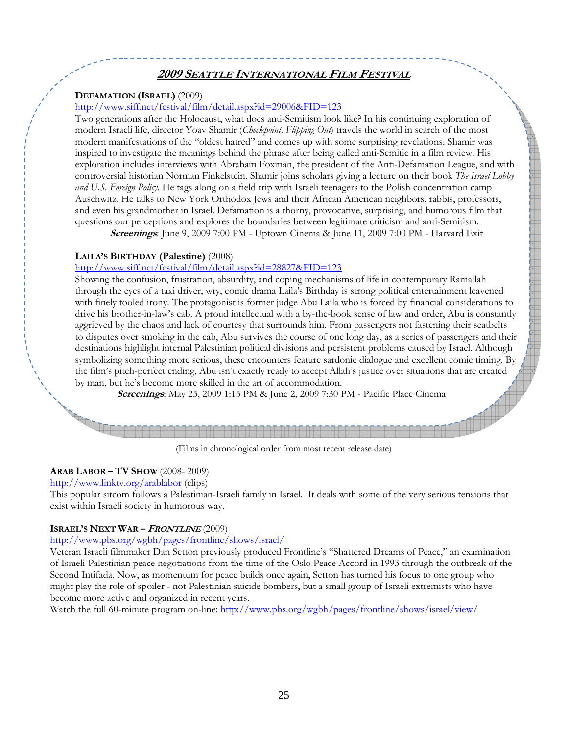## *2009 Seattle International Film Festival*

**DEFAMATION (ISRAEL)** (2009)

http://www.siff.net/festival/film/detail.aspx?id=29006&FID=123

Two generations after the Holocaust, what does anti-Semitism look like? In his continuing exploration of modern Israeli life, director Yoav Shamir (*Checkpoint, Flipping Out*) travels the world in search of the most modern manifestations of the "oldest hatred" and comes up with some surprising revelations. Shamir was inspired to investigate the meanings behind the phrase after being called anti-Semitic in a film review. His exploration includes interviews with Abraham Foxman, the president of the Anti-Defamation League, and with controversial historian Norman Finkelstein. Shamir joins scholars giving a lecture on their book *The Israel Lobby and U.S. Foreign Policy*. He tags along on a field trip with Israeli teenagers to the Polish concentration camp Auschwitz. He talks to New York Orthodox Jews and their African American neighbors, rabbis, professors, and even his grandmother in Israel. Defamation is a thorny, provocative, surprising, and humorous film that questions our perceptions and explores the boundaries between legitimate criticism and anti-Semitism.

***Screenings***: June 9, 2009 7:00 PM - Uptown Cinema & June 11, 2009 7:00 PM - Harvard Exit

**LAILA'S BIRTHDAY (Palestine)** (2008)

http://www.siff.net/festival/film/detail.aspx?id=28827&FID=123

Showing the confusion, frustration, absurdity, and coping mechanisms of life in contemporary Ramallah through the eyes of a taxi driver, wry, comic drama Laila's Birthday is strong political entertainment leavened with finely tooled irony. The protagonist is former judge Abu Laila who is forced by financial considerations to drive his brother-in-law's cab. A proud intellectual with a by-the-book sense of law and order, Abu is constantly aggrieved by the chaos and lack of courtesy that surrounds him. From passengers not fastening their seatbelts to disputes over smoking in the cab, Abu survives the course of one long day, as a series of passengers and their destinations highlight internal Palestinian political divisions and persistent problems caused by Israel. Although symbolizing something more serious, these encounters feature sardonic dialogue and excellent comic timing. By the film's pitch-perfect ending, Abu isn't exactly ready to accept Allah's justice over situations that are created by man, but he's become more skilled in the art of accommodation.

***Screenings***: May 25, 2009 1:15 PM & June 2, 2009 7:30 PM - Pacific Place Cinema

(Films in chronological order from most recent release date)

**ARAB LABOR – TV SHOW** (2008- 2009)

http://www.linktv.org/arablabor (clips)

This popular sitcom follows a Palestinian-Israeli family in Israel. It deals with some of the very serious tensions that exist within Israeli society in humorous way.

**ISRAEL'S NEXT WAR – *FRONTLINE*** (2009)

http://www.pbs.org/wgbh/pages/frontline/shows/israel/

Veteran Israeli filmmaker Dan Setton previously produced Frontline's "Shattered Dreams of Peace," an examination of Israeli-Palestinian peace negotiations from the time of the Oslo Peace Accord in 1993 through the outbreak of the Second Intifada. Now, as momentum for peace builds once again, Setton has turned his focus to one group who might play the role of spoiler - not Palestinian suicide bombers, but a small group of Israeli extremists who have become more active and organized in recent years.

Watch the full 60-minute program on-line: http://www.pbs.org/wgbh/pages/frontline/shows/israel/view/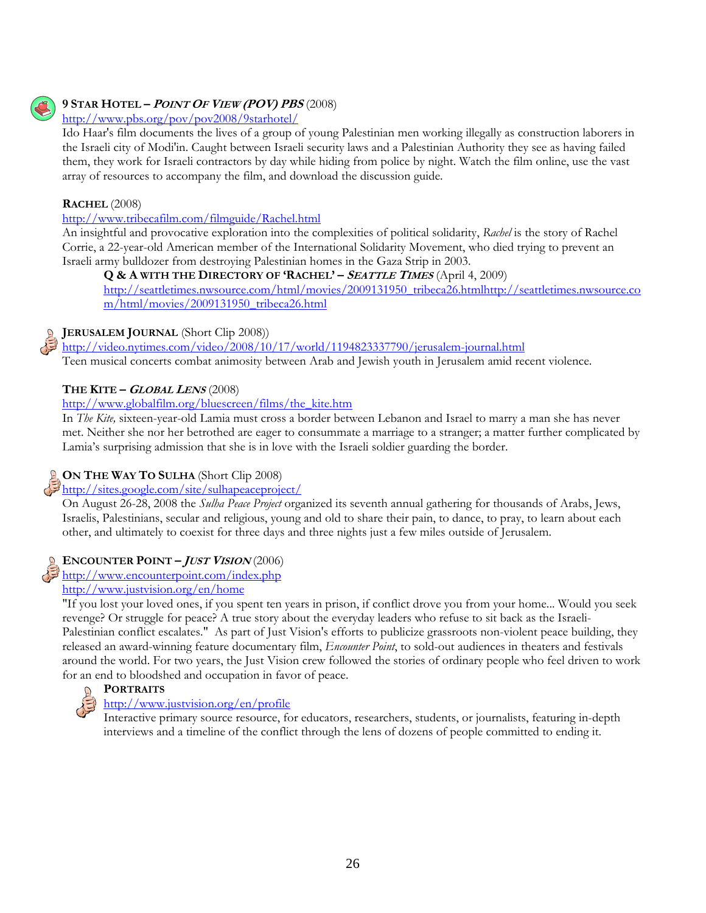**9 STAR HOTEL – *POINT OF VIEW (POV) PBS*** (2008)
http://www.pbs.org/pov/pov2008/9starhotel/
Ido Haar's film documents the lives of a group of young Palestinian men working illegally as construction laborers in the Israeli city of Modi'in. Caught between Israeli security laws and a Palestinian Authority they see as having failed them, they work for Israeli contractors by day while hiding from police by night. Watch the film online, use the vast array of resources to accompany the film, and download the discussion guide.

**RACHEL** (2008)
http://www.tribecafilm.com/filmguide/Rachel.html
An insightful and provocative exploration into the complexities of political solidarity, *Rachel* is the story of Rachel Corrie, a 22-year-old American member of the International Solidarity Movement, who died trying to prevent an Israeli army bulldozer from destroying Palestinian homes in the Gaza Strip in 2003.

> **Q & A WITH THE DIRECTORY OF 'RACHEL' – *SEATTLE TIMES*** (April 4, 2009)
> http://seattletimes.nwsource.com/html/movies/2009131950_tribeca26.htmlhttp://seattletimes.nwsource.com/html/movies/2009131950_tribeca26.html

**JERUSALEM JOURNAL** (Short Clip 2008))
http://video.nytimes.com/video/2008/10/17/world/1194823337790/jerusalem-journal.html
Teen musical concerts combat animosity between Arab and Jewish youth in Jerusalem amid recent violence.

**THE KITE – *GLOBAL LENS*** (2008)
http://www.globalfilm.org/bluescreen/films/the_kite.htm
In *The Kite,* sixteen-year-old Lamia must cross a border between Lebanon and Israel to marry a man she has never met. Neither she nor her betrothed are eager to consummate a marriage to a stranger; a matter further complicated by Lamia's surprising admission that she is in love with the Israeli soldier guarding the border.

**ON THE WAY TO SULHA** (Short Clip 2008)
http://sites.google.com/site/sulhapeaceproject/
On August 26-28, 2008 the *Sulha Peace Project* organized its seventh annual gathering for thousands of Arabs, Jews, Israelis, Palestinians, secular and religious, young and old to share their pain, to dance, to pray, to learn about each other, and ultimately to coexist for three days and three nights just a few miles outside of Jerusalem.

**ENCOUNTER POINT – *JUST VISION*** (2006)
http://www.encounterpoint.com/index.php
http://www.justvision.org/en/home
"If you lost your loved ones, if you spent ten years in prison, if conflict drove you from your home... Would you seek revenge? Or struggle for peace? A true story about the everyday leaders who refuse to sit back as the Israeli-Palestinian conflict escalates." As part of Just Vision's efforts to publicize grassroots non-violent peace building, they released an award-winning feature documentary film, *Encounter Point*, to sold-out audiences in theaters and festivals around the world. For two years, the Just Vision crew followed the stories of ordinary people who feel driven to work for an end to bloodshed and occupation in favor of peace.

> **PORTRAITS**
> http://www.justvision.org/en/profile
> Interactive primary source resource, for educators, researchers, students, or journalists, featuring in-depth interviews and a timeline of the conflict through the lens of dozens of people committed to ending it.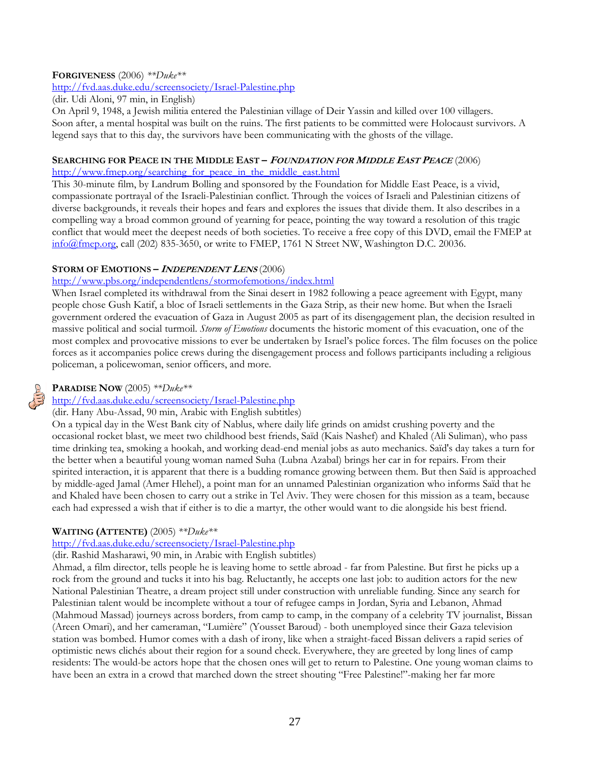**FORGIVENESS** (2006) *\*\*Duke\*\**

http://fvd.aas.duke.edu/screensociety/Israel-Palestine.php

(dir. Udi Aloni, 97 min, in English)

On April 9, 1948, a Jewish militia entered the Palestinian village of Deir Yassin and killed over 100 villagers. Soon after, a mental hospital was built on the ruins. The first patients to be committed were Holocaust survivors. A legend says that to this day, the survivors have been communicating with the ghosts of the village.

**SEARCHING FOR PEACE IN THE MIDDLE EAST – *FOUNDATION FOR MIDDLE EAST PEACE*** (2006)

http://www.fmep.org/searching_for_peace_in_the_middle_east.html

This 30-minute film, by Landrum Bolling and sponsored by the Foundation for Middle East Peace, is a vivid, compassionate portrayal of the Israeli-Palestinian conflict. Through the voices of Israeli and Palestinian citizens of diverse backgrounds, it reveals their hopes and fears and explores the issues that divide them. It also describes in a compelling way a broad common ground of yearning for peace, pointing the way toward a resolution of this tragic conflict that would meet the deepest needs of both societies. To receive a free copy of this DVD, email the FMEP at info@fmep.org, call (202) 835-3650, or write to FMEP, 1761 N Street NW, Washington D.C. 20036.

**STORM OF EMOTIONS – *INDEPENDENT LENS*** (2006)

http://www.pbs.org/independentlens/stormofemotions/index.html

When Israel completed its withdrawal from the Sinai desert in 1982 following a peace agreement with Egypt, many people chose Gush Katif, a bloc of Israeli settlements in the Gaza Strip, as their new home. But when the Israeli government ordered the evacuation of Gaza in August 2005 as part of its disengagement plan, the decision resulted in massive political and social turmoil. *Storm of Emotions* documents the historic moment of this evacuation, one of the most complex and provocative missions to ever be undertaken by Israel's police forces. The film focuses on the police forces as it accompanies police crews during the disengagement process and follows participants including a religious policeman, a policewoman, senior officers, and more.

**PARADISE NOW** (2005) *\*\*Duke\*\**

http://fvd.aas.duke.edu/screensociety/Israel-Palestine.php

(dir. Hany Abu-Assad, 90 min, Arabic with English subtitles)

On a typical day in the West Bank city of Nablus, where daily life grinds on amidst crushing poverty and the occasional rocket blast, we meet two childhood best friends, Saïd (Kais Nashef) and Khaled (Ali Suliman), who pass time drinking tea, smoking a hookah, and working dead-end menial jobs as auto mechanics. Saïd's day takes a turn for the better when a beautiful young woman named Suha (Lubna Azabal) brings her car in for repairs. From their spirited interaction, it is apparent that there is a budding romance growing between them. But then Saïd is approached by middle-aged Jamal (Amer Hlehel), a point man for an unnamed Palestinian organization who informs Saïd that he and Khaled have been chosen to carry out a strike in Tel Aviv. They were chosen for this mission as a team, because each had expressed a wish that if either is to die a martyr, the other would want to die alongside his best friend.

**WAITING (ATTENTE)** (2005) *\*\*Duke\*\**

http://fvd.aas.duke.edu/screensociety/Israel-Palestine.php

(dir. Rashid Masharawi, 90 min, in Arabic with English subtitles)

Ahmad, a film director, tells people he is leaving home to settle abroad - far from Palestine. But first he picks up a rock from the ground and tucks it into his bag. Reluctantly, he accepts one last job: to audition actors for the new National Palestinian Theatre, a dream project still under construction with unreliable funding. Since any search for Palestinian talent would be incomplete without a tour of refugee camps in Jordan, Syria and Lebanon, Ahmad (Mahmoud Massad) journeys across borders, from camp to camp, in the company of a celebrity TV journalist, Bissan (Areen Omari), and her cameraman, "Lumière" (Yousset Baroud) - both unemployed since their Gaza television station was bombed. Humor comes with a dash of irony, like when a straight-faced Bissan delivers a rapid series of optimistic news clichés about their region for a sound check. Everywhere, they are greeted by long lines of camp residents: The would-be actors hope that the chosen ones will get to return to Palestine. One young woman claims to have been an extra in a crowd that marched down the street shouting "Free Palestine!"-making her far more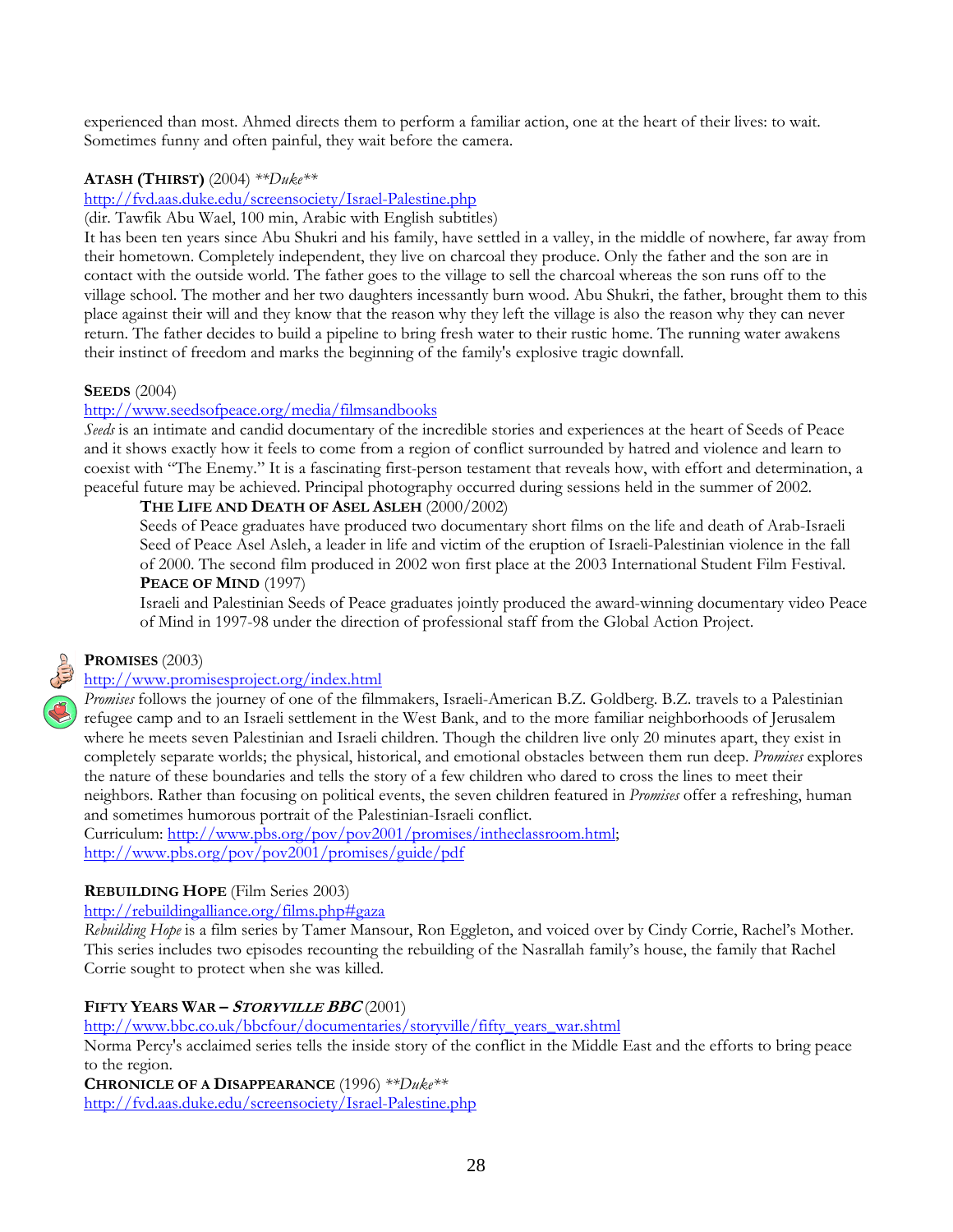experienced than most. Ahmed directs them to perform a familiar action, one at the heart of their lives: to wait. Sometimes funny and often painful, they wait before the camera.

**ATASH (THIRST)** (2004) *\*\*Duke\*\**

http://fvd.aas.duke.edu/screensociety/Israel-Palestine.php

(dir. Tawfik Abu Wael, 100 min, Arabic with English subtitles)

It has been ten years since Abu Shukri and his family, have settled in a valley, in the middle of nowhere, far away from their hometown. Completely independent, they live on charcoal they produce. Only the father and the son are in contact with the outside world. The father goes to the village to sell the charcoal whereas the son runs off to the village school. The mother and her two daughters incessantly burn wood. Abu Shukri, the father, brought them to this place against their will and they know that the reason why they left the village is also the reason why they can never return. The father decides to build a pipeline to bring fresh water to their rustic home. The running water awakens their instinct of freedom and marks the beginning of the family's explosive tragic downfall.

**SEEDS** (2004)

http://www.seedsofpeace.org/media/filmsandbooks

*Seeds* is an intimate and candid documentary of the incredible stories and experiences at the heart of Seeds of Peace and it shows exactly how it feels to come from a region of conflict surrounded by hatred and violence and learn to coexist with "The Enemy." It is a fascinating first-person testament that reveals how, with effort and determination, a peaceful future may be achieved. Principal photography occurred during sessions held in the summer of 2002.

> **THE LIFE AND DEATH OF ASEL ASLEH** (2000/2002)
>
> Seeds of Peace graduates have produced two documentary short films on the life and death of Arab-Israeli Seed of Peace Asel Asleh, a leader in life and victim of the eruption of Israeli-Palestinian violence in the fall of 2000. The second film produced in 2002 won first place at the 2003 International Student Film Festival.
>
> **PEACE OF MIND** (1997)
>
> Israeli and Palestinian Seeds of Peace graduates jointly produced the award-winning documentary video Peace of Mind in 1997-98 under the direction of professional staff from the Global Action Project.

**PROMISES** (2003)

http://www.promisesproject.org/index.html

*Promises* follows the journey of one of the filmmakers, Israeli-American B.Z. Goldberg. B.Z. travels to a Palestinian refugee camp and to an Israeli settlement in the West Bank, and to the more familiar neighborhoods of Jerusalem where he meets seven Palestinian and Israeli children. Though the children live only 20 minutes apart, they exist in completely separate worlds; the physical, historical, and emotional obstacles between them run deep. *Promises* explores the nature of these boundaries and tells the story of a few children who dared to cross the lines to meet their neighbors. Rather than focusing on political events, the seven children featured in *Promises* offer a refreshing, human and sometimes humorous portrait of the Palestinian-Israeli conflict.

Curriculum: http://www.pbs.org/pov/pov2001/promises/intheclassroom.html; http://www.pbs.org/pov/pov2001/promises/guide/pdf

**REBUILDING HOPE** (Film Series 2003)

http://rebuildingalliance.org/films.php#gaza

*Rebuilding Hope* is a film series by Tamer Mansour, Ron Eggleton, and voiced over by Cindy Corrie, Rachel's Mother. This series includes two episodes recounting the rebuilding of the Nasrallah family's house, the family that Rachel Corrie sought to protect when she was killed.

**FIFTY YEARS WAR – *STORYVILLE BBC*** (2001)

http://www.bbc.co.uk/bbcfour/documentaries/storyville/fifty_years_war.shtml

Norma Percy's acclaimed series tells the inside story of the conflict in the Middle East and the efforts to bring peace to the region.

**CHRONICLE OF A DISAPPEARANCE** (1996) *\*\*Duke\*\**

http://fvd.aas.duke.edu/screensociety/Israel-Palestine.php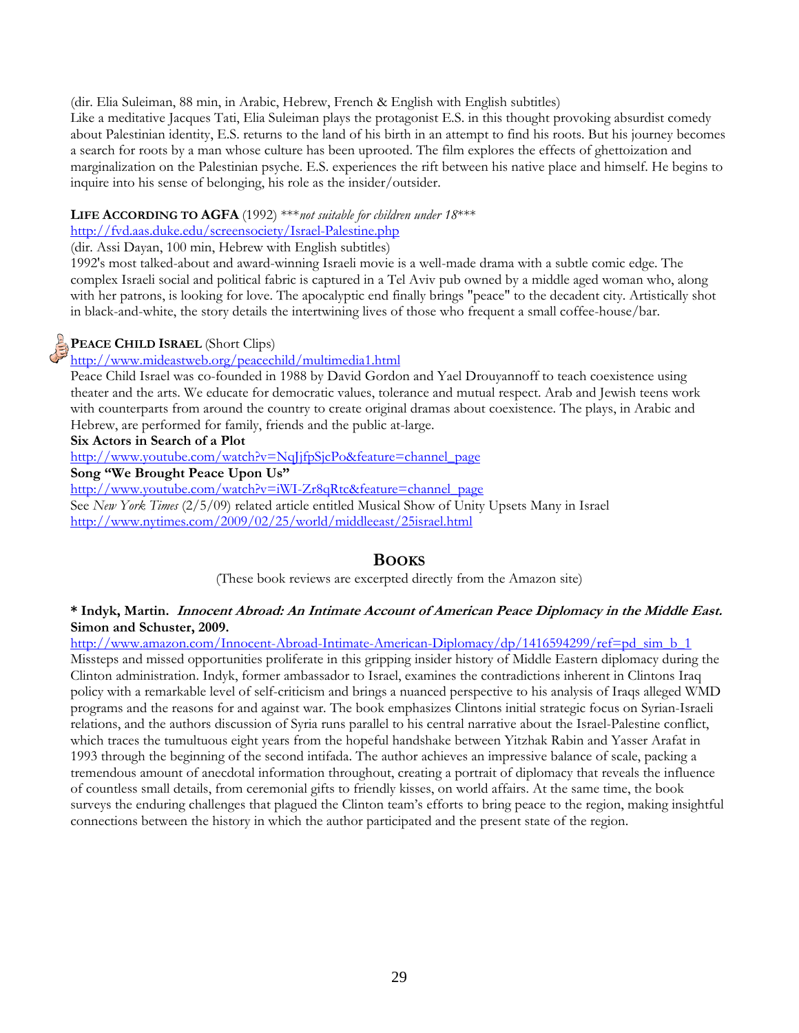(dir. Elia Suleiman, 88 min, in Arabic, Hebrew, French & English with English subtitles)
Like a meditative Jacques Tati, Elia Suleiman plays the protagonist E.S. in this thought provoking absurdist comedy about Palestinian identity, E.S. returns to the land of his birth in an attempt to find his roots. But his journey becomes a search for roots by a man whose culture has been uprooted. The film explores the effects of ghettoization and marginalization on the Palestinian psyche. E.S. experiences the rift between his native place and himself. He begins to inquire into his sense of belonging, his role as the insider/outsider.

**LIFE ACCORDING TO AGFA** (1992) ****not suitable for children under 18****
http://fvd.aas.duke.edu/screensociety/Israel-Palestine.php
(dir. Assi Dayan, 100 min, Hebrew with English subtitles)
1992's most talked-about and award-winning Israeli movie is a well-made drama with a subtle comic edge. The complex Israeli social and political fabric is captured in a Tel Aviv pub owned by a middle aged woman who, along with her patrons, is looking for love. The apocalyptic end finally brings "peace" to the decadent city. Artistically shot in black-and-white, the story details the intertwining lives of those who frequent a small coffee-house/bar.

**PEACE CHILD ISRAEL** (Short Clips)
http://www.mideastweb.org/peacechild/multimedia1.html
Peace Child Israel was co-founded in 1988 by David Gordon and Yael Drouyannoff to teach coexistence using theater and the arts. We educate for democratic values, tolerance and mutual respect. Arab and Jewish teens work with counterparts from around the country to create original dramas about coexistence. The plays, in Arabic and Hebrew, are performed for family, friends and the public at-large.
**Six Actors in Search of a Plot**
http://www.youtube.com/watch?v=NqJjfpSjcPo&feature=channel_page
**Song "We Brought Peace Upon Us"**
http://www.youtube.com/watch?v=iWI-Zr8qRtc&feature=channel_page
See *New York Times* (2/5/09) related article entitled Musical Show of Unity Upsets Many in Israel
http://www.nytimes.com/2009/02/25/world/middleeast/25israel.html

## BOOKS

(These book reviews are excerpted directly from the Amazon site)

**\* Indyk, Martin. *Innocent Abroad: An Intimate Account of American Peace Diplomacy in the Middle East.* Simon and Schuster, 2009.**
http://www.amazon.com/Innocent-Abroad-Intimate-American-Diplomacy/dp/1416594299/ref=pd_sim_b_1
Missteps and missed opportunities proliferate in this gripping insider history of Middle Eastern diplomacy during the Clinton administration. Indyk, former ambassador to Israel, examines the contradictions inherent in Clintons Iraq policy with a remarkable level of self-criticism and brings a nuanced perspective to his analysis of Iraqs alleged WMD programs and the reasons for and against war. The book emphasizes Clintons initial strategic focus on Syrian-Israeli relations, and the authors discussion of Syria runs parallel to his central narrative about the Israel-Palestine conflict, which traces the tumultuous eight years from the hopeful handshake between Yitzhak Rabin and Yasser Arafat in 1993 through the beginning of the second intifada. The author achieves an impressive balance of scale, packing a tremendous amount of anecdotal information throughout, creating a portrait of diplomacy that reveals the influence of countless small details, from ceremonial gifts to friendly kisses, on world affairs. At the same time, the book surveys the enduring challenges that plagued the Clinton team's efforts to bring peace to the region, making insightful connections between the history in which the author participated and the present state of the region.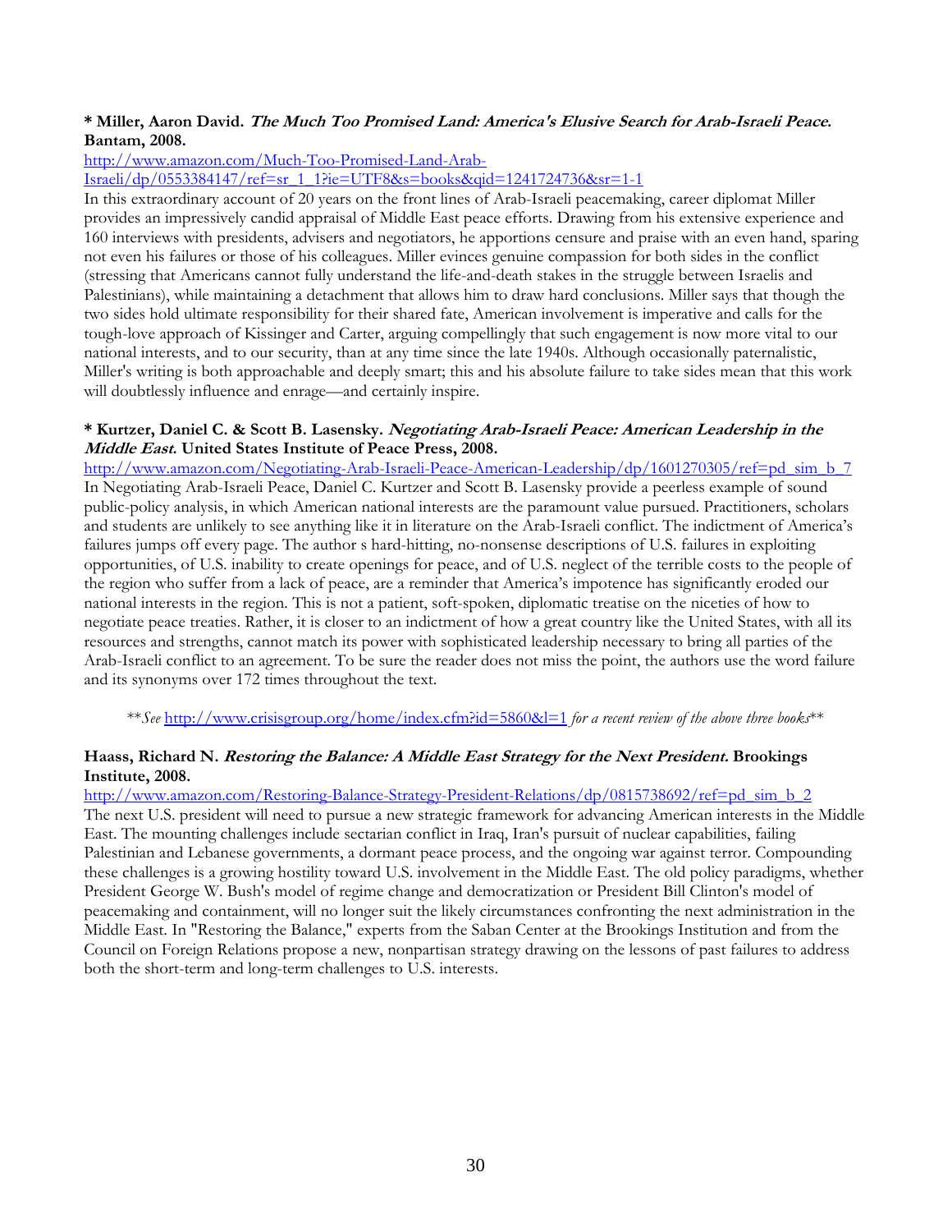**\* Miller, Aaron David. *The Much Too Promised Land: America's Elusive Search for Arab-Israeli Peace.* Bantam, 2008.**

http://www.amazon.com/Much-Too-Promised-Land-Arab-Israeli/dp/0553384147/ref=sr_1_1?ie=UTF8&s=books&qid=1241724736&sr=1-1

In this extraordinary account of 20 years on the front lines of Arab-Israeli peacemaking, career diplomat Miller provides an impressively candid appraisal of Middle East peace efforts. Drawing from his extensive experience and 160 interviews with presidents, advisers and negotiators, he apportions censure and praise with an even hand, sparing not even his failures or those of his colleagues. Miller evinces genuine compassion for both sides in the conflict (stressing that Americans cannot fully understand the life-and-death stakes in the struggle between Israelis and Palestinians), while maintaining a detachment that allows him to draw hard conclusions. Miller says that though the two sides hold ultimate responsibility for their shared fate, American involvement is imperative and calls for the tough-love approach of Kissinger and Carter, arguing compellingly that such engagement is now more vital to our national interests, and to our security, than at any time since the late 1940s. Although occasionally paternalistic, Miller's writing is both approachable and deeply smart; this and his absolute failure to take sides mean that this work will doubtlessly influence and enrage—and certainly inspire.

**\* Kurtzer, Daniel C. & Scott B. Lasensky. *Negotiating Arab-Israeli Peace: American Leadership in the Middle East.* United States Institute of Peace Press, 2008.**

http://www.amazon.com/Negotiating-Arab-Israeli-Peace-American-Leadership/dp/1601270305/ref=pd_sim_b_7

In Negotiating Arab-Israeli Peace, Daniel C. Kurtzer and Scott B. Lasensky provide a peerless example of sound public-policy analysis, in which American national interests are the paramount value pursued. Practitioners, scholars and students are unlikely to see anything like it in literature on the Arab-Israeli conflict. The indictment of America's failures jumps off every page. The author s hard-hitting, no-nonsense descriptions of U.S. failures in exploiting opportunities, of U.S. inability to create openings for peace, and of U.S. neglect of the terrible costs to the people of the region who suffer from a lack of peace, are a reminder that America's impotence has significantly eroded our national interests in the region. This is not a patient, soft-spoken, diplomatic treatise on the niceties of how to negotiate peace treaties. Rather, it is closer to an indictment of how a great country like the United States, with all its resources and strengths, cannot match its power with sophisticated leadership necessary to bring all parties of the Arab-Israeli conflict to an agreement. To be sure the reader does not miss the point, the authors use the word failure and its synonyms over 172 times throughout the text.

*\*\*See* http://www.crisisgroup.org/home/index.cfm?id=5860&l=1 *for a recent review of the above three books\*\**

**Haass, Richard N. *Restoring the Balance: A Middle East Strategy for the Next President.* Brookings Institute, 2008.**

http://www.amazon.com/Restoring-Balance-Strategy-President-Relations/dp/0815738692/ref=pd_sim_b_2

The next U.S. president will need to pursue a new strategic framework for advancing American interests in the Middle East. The mounting challenges include sectarian conflict in Iraq, Iran's pursuit of nuclear capabilities, failing Palestinian and Lebanese governments, a dormant peace process, and the ongoing war against terror. Compounding these challenges is a growing hostility toward U.S. involvement in the Middle East. The old policy paradigms, whether President George W. Bush's model of regime change and democratization or President Bill Clinton's model of peacemaking and containment, will no longer suit the likely circumstances confronting the next administration in the Middle East. In "Restoring the Balance," experts from the Saban Center at the Brookings Institution and from the Council on Foreign Relations propose a new, nonpartisan strategy drawing on the lessons of past failures to address both the short-term and long-term challenges to U.S. interests.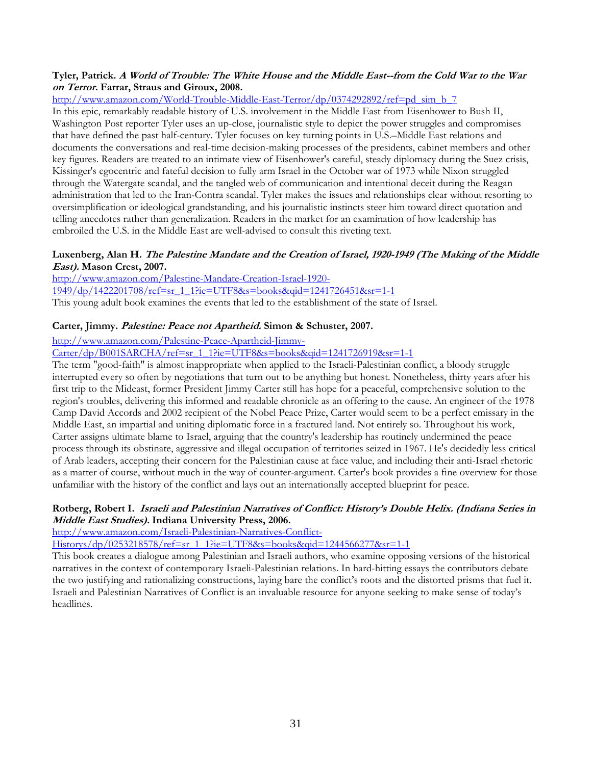**Tyler, Patrick.** ***A World of Trouble: The White House and the Middle East--from the Cold War to the War on Terror.*** **Farrar, Straus and Giroux, 2008.**

http://www.amazon.com/World-Trouble-Middle-East-Terror/dp/0374292892/ref=pd_sim_b_7

In this epic, remarkably readable history of U.S. involvement in the Middle East from Eisenhower to Bush II, Washington Post reporter Tyler uses an up-close, journalistic style to depict the power struggles and compromises that have defined the past half-century. Tyler focuses on key turning points in U.S.–Middle East relations and documents the conversations and real-time decision-making processes of the presidents, cabinet members and other key figures. Readers are treated to an intimate view of Eisenhower's careful, steady diplomacy during the Suez crisis, Kissinger's egocentric and fateful decision to fully arm Israel in the October war of 1973 while Nixon struggled through the Watergate scandal, and the tangled web of communication and intentional deceit during the Reagan administration that led to the Iran-Contra scandal. Tyler makes the issues and relationships clear without resorting to oversimplification or ideological grandstanding, and his journalistic instincts steer him toward direct quotation and telling anecdotes rather than generalization. Readers in the market for an examination of how leadership has embroiled the U.S. in the Middle East are well-advised to consult this riveting text.

**Luxenberg, Alan H.** ***The Palestine Mandate and the Creation of Israel, 1920-1949 (The Making of the Middle East).*** **Mason Crest, 2007.**

http://www.amazon.com/Palestine-Mandate-Creation-Israel-1920-1949/dp/1422201708/ref=sr_1_1?ie=UTF8&s=books&qid=1241726451&sr=1-1

This young adult book examines the events that led to the establishment of the state of Israel.

**Carter, Jimmy.** ***Palestine: Peace not Apartheid.*** **Simon & Schuster, 2007.**

http://www.amazon.com/Palestine-Peace-Apartheid-Jimmy-Carter/dp/B001SARCHA/ref=sr_1_1?ie=UTF8&s=books&qid=1241726919&sr=1-1

The term "good-faith" is almost inappropriate when applied to the Israeli-Palestinian conflict, a bloody struggle interrupted every so often by negotiations that turn out to be anything but honest. Nonetheless, thirty years after his first trip to the Mideast, former President Jimmy Carter still has hope for a peaceful, comprehensive solution to the region's troubles, delivering this informed and readable chronicle as an offering to the cause. An engineer of the 1978 Camp David Accords and 2002 recipient of the Nobel Peace Prize, Carter would seem to be a perfect emissary in the Middle East, an impartial and uniting diplomatic force in a fractured land. Not entirely so. Throughout his work, Carter assigns ultimate blame to Israel, arguing that the country's leadership has routinely undermined the peace process through its obstinate, aggressive and illegal occupation of territories seized in 1967. He's decidedly less critical of Arab leaders, accepting their concern for the Palestinian cause at face value, and including their anti-Israel rhetoric as a matter of course, without much in the way of counter-argument. Carter's book provides a fine overview for those unfamiliar with the history of the conflict and lays out an internationally accepted blueprint for peace.

**Rotberg, Robert I.** ***Israeli and Palestinian Narratives of Conflict: History's Double Helix. (Indiana Series in Middle East Studies).*** **Indiana University Press, 2006.**

http://www.amazon.com/Israeli-Palestinian-Narratives-Conflict-Historys/dp/0253218578/ref=sr_1_1?ie=UTF8&s=books&qid=1244566277&sr=1-1

This book creates a dialogue among Palestinian and Israeli authors, who examine opposing versions of the historical narratives in the context of contemporary Israeli-Palestinian relations. In hard-hitting essays the contributors debate the two justifying and rationalizing constructions, laying bare the conflict's roots and the distorted prisms that fuel it. Israeli and Palestinian Narratives of Conflict is an invaluable resource for anyone seeking to make sense of today's headlines.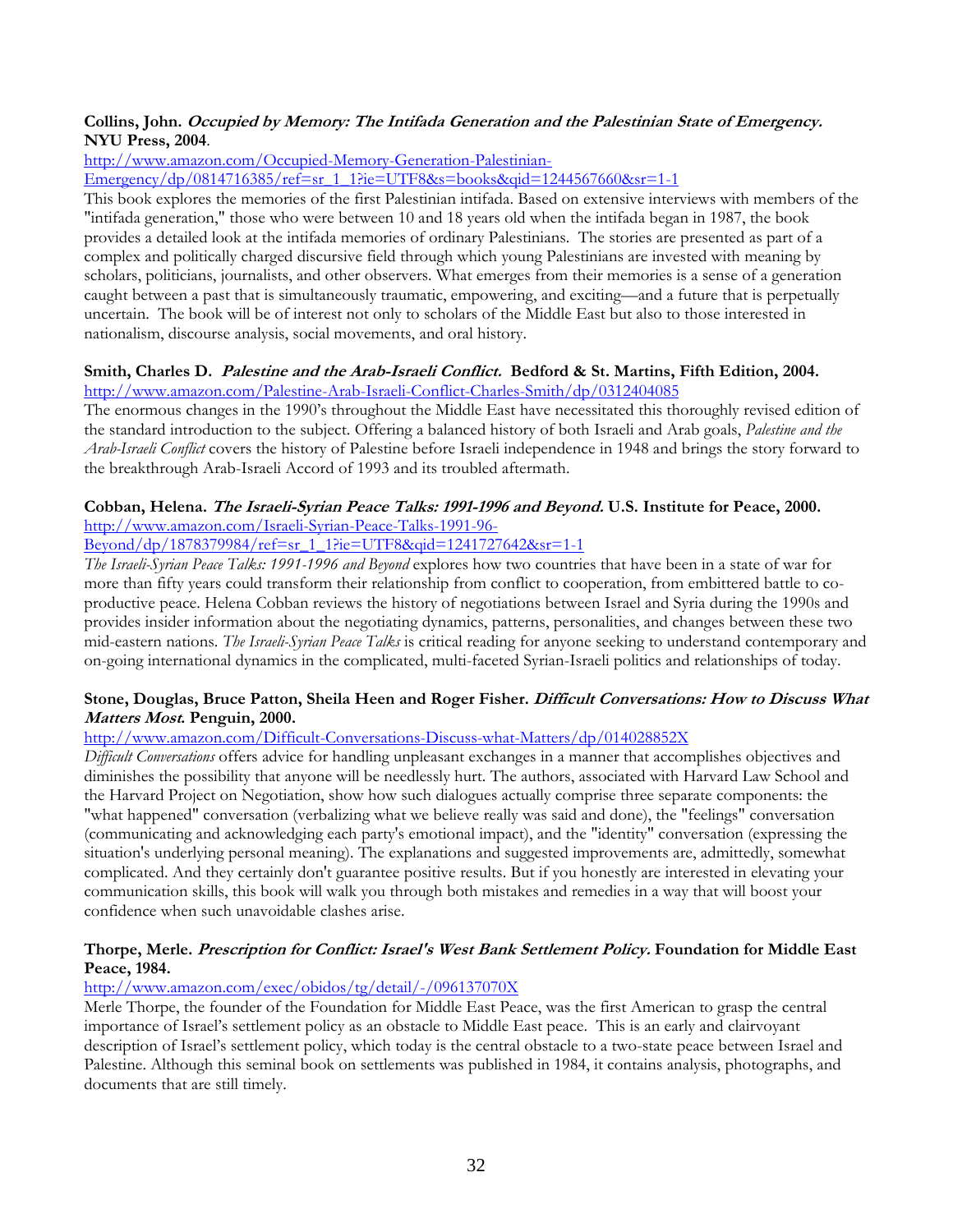**Collins, John. *Occupied by Memory: The Intifada Generation and the Palestinian State of Emergency.* NYU Press, 2004**.

http://www.amazon.com/Occupied-Memory-Generation-Palestinian-Emergency/dp/0814716385/ref=sr_1_1?ie=UTF8&s=books&qid=1244567660&sr=1-1

This book explores the memories of the first Palestinian intifada. Based on extensive interviews with members of the "intifada generation," those who were between 10 and 18 years old when the intifada began in 1987, the book provides a detailed look at the intifada memories of ordinary Palestinians. The stories are presented as part of a complex and politically charged discursive field through which young Palestinians are invested with meaning by scholars, politicians, journalists, and other observers. What emerges from their memories is a sense of a generation caught between a past that is simultaneously traumatic, empowering, and exciting—and a future that is perpetually uncertain. The book will be of interest not only to scholars of the Middle East but also to those interested in nationalism, discourse analysis, social movements, and oral history.

**Smith, Charles D. *Palestine and the Arab-Israeli Conflict.* Bedford & St. Martins, Fifth Edition, 2004.**

http://www.amazon.com/Palestine-Arab-Israeli-Conflict-Charles-Smith/dp/0312404085

The enormous changes in the 1990's throughout the Middle East have necessitated this thoroughly revised edition of the standard introduction to the subject. Offering a balanced history of both Israeli and Arab goals, *Palestine and the Arab-Israeli Conflict* covers the history of Palestine before Israeli independence in 1948 and brings the story forward to the breakthrough Arab-Israeli Accord of 1993 and its troubled aftermath.

**Cobban, Helena. *The Israeli-Syrian Peace Talks: 1991-1996 and Beyond.* U.S. Institute for Peace, 2000.**

http://www.amazon.com/Israeli-Syrian-Peace-Talks-1991-96-Beyond/dp/1878379984/ref=sr_1_1?ie=UTF8&qid=1241727642&sr=1-1

*The Israeli-Syrian Peace Talks: 1991-1996 and Beyond* explores how two countries that have been in a state of war for more than fifty years could transform their relationship from conflict to cooperation, from embittered battle to co-productive peace. Helena Cobban reviews the history of negotiations between Israel and Syria during the 1990s and provides insider information about the negotiating dynamics, patterns, personalities, and changes between these two mid-eastern nations. *The Israeli-Syrian Peace Talks* is critical reading for anyone seeking to understand contemporary and on-going international dynamics in the complicated, multi-faceted Syrian-Israeli politics and relationships of today.

**Stone, Douglas, Bruce Patton, Sheila Heen and Roger Fisher. *Difficult Conversations: How to Discuss What Matters Most.* Penguin, 2000.**

http://www.amazon.com/Difficult-Conversations-Discuss-what-Matters/dp/014028852X

*Difficult Conversations* offers advice for handling unpleasant exchanges in a manner that accomplishes objectives and diminishes the possibility that anyone will be needlessly hurt. The authors, associated with Harvard Law School and the Harvard Project on Negotiation, show how such dialogues actually comprise three separate components: the "what happened" conversation (verbalizing what we believe really was said and done), the "feelings" conversation (communicating and acknowledging each party's emotional impact), and the "identity" conversation (expressing the situation's underlying personal meaning). The explanations and suggested improvements are, admittedly, somewhat complicated. And they certainly don't guarantee positive results. But if you honestly are interested in elevating your communication skills, this book will walk you through both mistakes and remedies in a way that will boost your confidence when such unavoidable clashes arise.

**Thorpe, Merle. *Prescription for Conflict: Israel's West Bank Settlement Policy.* Foundation for Middle East Peace, 1984.**

http://www.amazon.com/exec/obidos/tg/detail/-/096137070X

Merle Thorpe, the founder of the Foundation for Middle East Peace, was the first American to grasp the central importance of Israel's settlement policy as an obstacle to Middle East peace. This is an early and clairvoyant description of Israel's settlement policy, which today is the central obstacle to a two-state peace between Israel and Palestine. Although this seminal book on settlements was published in 1984, it contains analysis, photographs, and documents that are still timely.